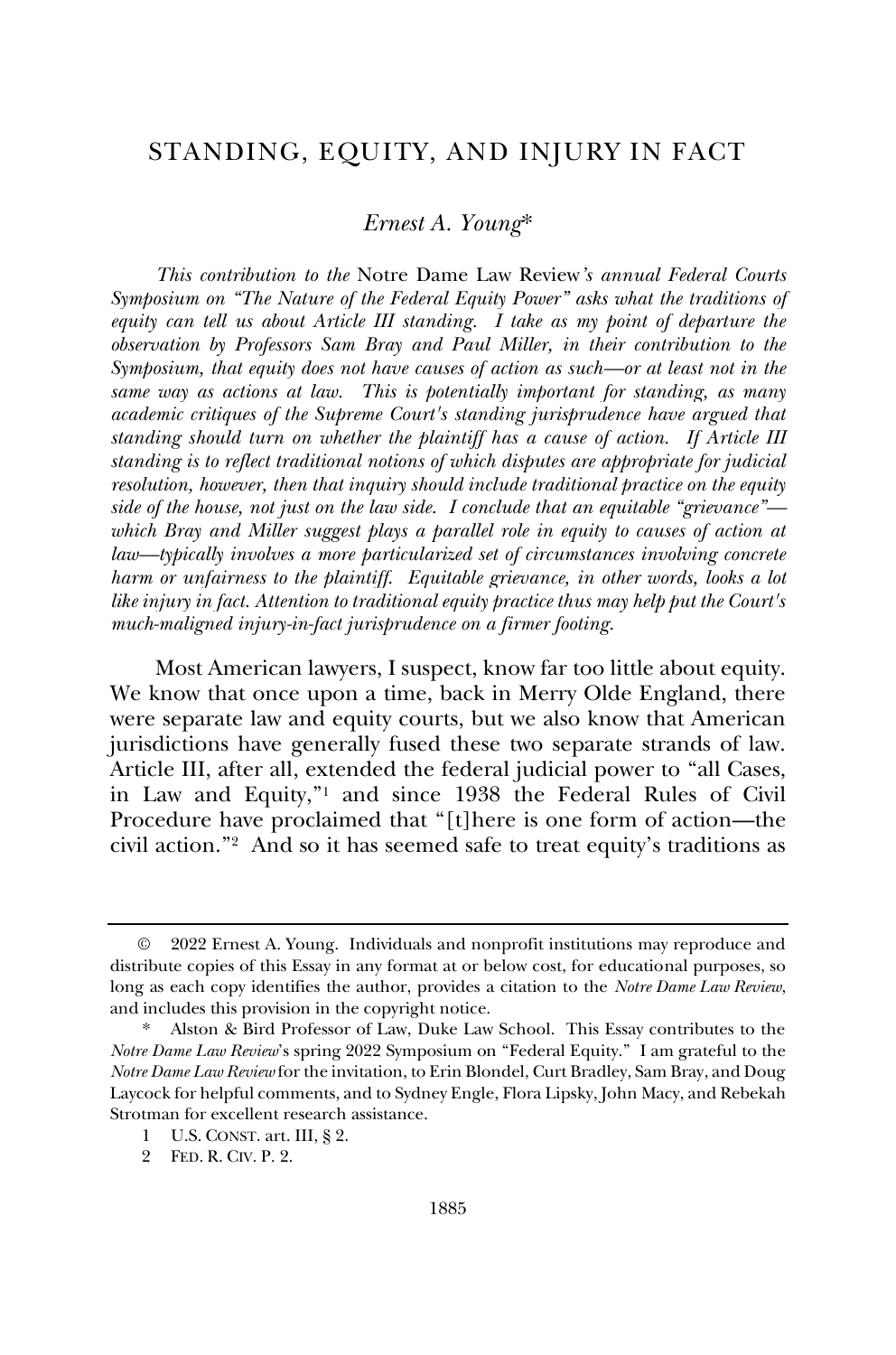# STANDING, EQUITY, AND INJURY IN FACT

*Ernest A. Young\**

*This contribution to the* Notre Dame Law Review*'s annual Federal Courts Symposium on "The Nature of the Federal Equity Power" asks what the traditions of equity can tell us about Article III standing. I take as my point of departure the observation by Professors Sam Bray and Paul Miller, in their contribution to the Symposium, that equity does not have causes of action as such—or at least not in the same way as actions at law. This is potentially important for standing, as many academic critiques of the Supreme Court's standing jurisprudence have argued that standing should turn on whether the plaintiff has a cause of action. If Article III standing is to reflect traditional notions of which disputes are appropriate for judicial resolution, however, then that inquiry should include traditional practice on the equity side of the house, not just on the law side. I conclude that an equitable "grievance"—which Bray and Miller suggest plays a parallel role in equity to causes of action at law—typically involves a more particularized set of circumstances involving concrete harm or unfairness to the plaintiff. Equitable grievance, in other words, looks a lot like injury in fact. Attention to traditional equity practice thus may help put the Court's much-maligned injury-in-fact jurisprudence on a firmer footing.*

Most American lawyers, I suspect, know far too little about equity. We know that once upon a time, back in Merry Olde England, there were separate law and equity courts, but we also know that American jurisdictions have generally fused these two separate strands of law. Article III, after all, extended the federal judicial power to "all Cases, in Law and Equity,"[1] and since 1938 the Federal Rules of Civil Procedure have proclaimed that "[t]here is one form of action—the civil action."[2] And so it has seemed safe to treat equity's traditions as

---

© 2022 Ernest A. Young. Individuals and nonprofit institutions may reproduce and distribute copies of this Essay in any format at or below cost, for educational purposes, so long as each copy identifies the author, provides a citation to the *Notre Dame Law Review,* and includes this provision in the copyright notice.

\* Alston & Bird Professor of Law, Duke Law School. This Essay contributes to the *Notre Dame Law Review*'s spring 2022 Symposium on "Federal Equity." I am grateful to the *Notre Dame Law Review* for the invitation, to Erin Blondel, Curt Bradley, Sam Bray, and Doug Laycock for helpful comments, and to Sydney Engle, Flora Lipsky, John Macy, and Rebekah Strotman for excellent research assistance.

1 U.S. CONST. art. III, § 2.

2 FED. R. CIV. P. 2.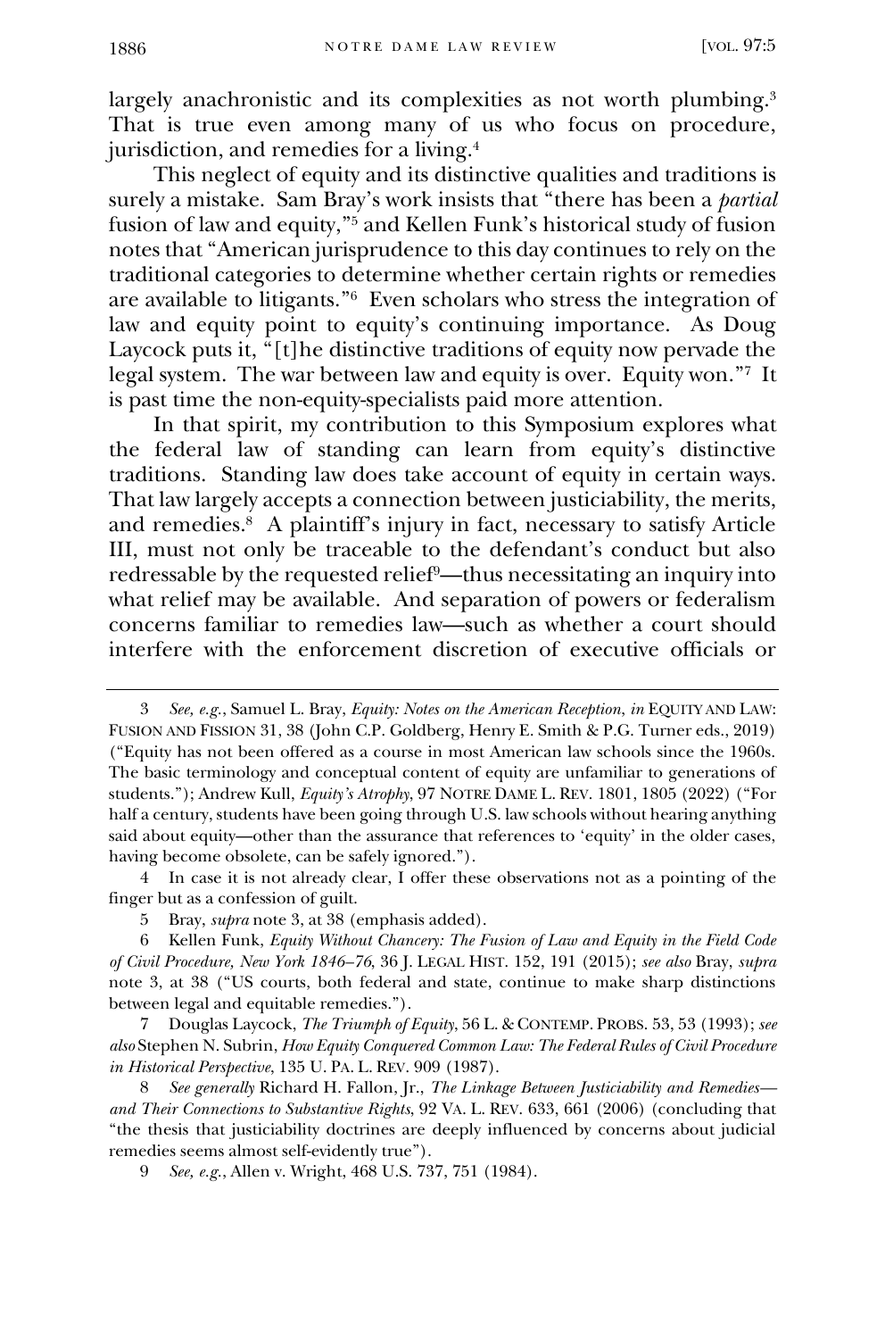largely anachronistic and its complexities as not worth plumbing.[3] That is true even among many of us who focus on procedure, jurisdiction, and remedies for a living.[4]

This neglect of equity and its distinctive qualities and traditions is surely a mistake. Sam Bray's work insists that "there has been a *partial* fusion of law and equity,"[5] and Kellen Funk's historical study of fusion notes that "American jurisprudence to this day continues to rely on the traditional categories to determine whether certain rights or remedies are available to litigants."[6] Even scholars who stress the integration of law and equity point to equity's continuing importance. As Doug Laycock puts it, "[t]he distinctive traditions of equity now pervade the legal system. The war between law and equity is over. Equity won."[7] It is past time the non-equity-specialists paid more attention.

In that spirit, my contribution to this Symposium explores what the federal law of standing can learn from equity's distinctive traditions. Standing law does take account of equity in certain ways. That law largely accepts a connection between justiciability, the merits, and remedies.[8] A plaintiff's injury in fact, necessary to satisfy Article III, must not only be traceable to the defendant's conduct but also redressable by the requested relief[9]—thus necessitating an inquiry into what relief may be available. And separation of powers or federalism concerns familiar to remedies law—such as whether a court should interfere with the enforcement discretion of executive officials or

---

3 *See, e.g.*, Samuel L. Bray, *Equity: Notes on the American Reception*, *in* EQUITY AND LAW: FUSION AND FISSION 31, 38 (John C.P. Goldberg, Henry E. Smith & P.G. Turner eds., 2019) ("Equity has not been offered as a course in most American law schools since the 1960s. The basic terminology and conceptual content of equity are unfamiliar to generations of students."); Andrew Kull, *Equity's Atrophy*, 97 NOTRE DAME L. REV. 1801, 1805 (2022) ("For half a century, students have been going through U.S. law schools without hearing anything said about equity—other than the assurance that references to 'equity' in the older cases, having become obsolete, can be safely ignored.").

4 In case it is not already clear, I offer these observations not as a pointing of the finger but as a confession of guilt.

5 Bray, *supra* note 3, at 38 (emphasis added).

6 Kellen Funk, *Equity Without Chancery: The Fusion of Law and Equity in the Field Code of Civil Procedure, New York 1846–76*, 36 J. LEGAL HIST. 152, 191 (2015); *see also* Bray, *supra* note 3, at 38 ("US courts, both federal and state, continue to make sharp distinctions between legal and equitable remedies.").

7 Douglas Laycock, *The Triumph of Equity*, 56 L. & CONTEMP. PROBS. 53, 53 (1993); *see also* Stephen N. Subrin, *How Equity Conquered Common Law: The Federal Rules of Civil Procedure in Historical Perspective*, 135 U. PA. L. REV. 909 (1987).

8 *See generally* Richard H. Fallon, Jr., *The Linkage Between Justiciability and Remedies—and Their Connections to Substantive Rights*, 92 VA. L. REV. 633, 661 (2006) (concluding that "the thesis that justiciability doctrines are deeply influenced by concerns about judicial remedies seems almost self-evidently true").

9 *See, e.g.*, Allen v. Wright, 468 U.S. 737, 751 (1984).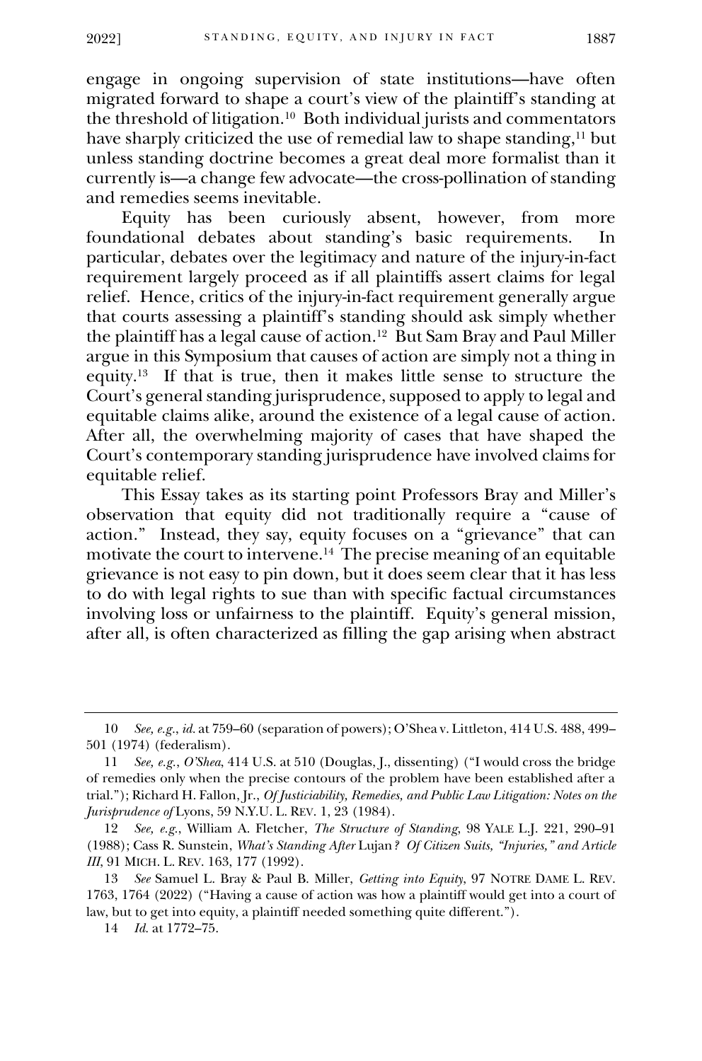engage in ongoing supervision of state institutions—have often migrated forward to shape a court's view of the plaintiff's standing at the threshold of litigation.[10] Both individual jurists and commentators have sharply criticized the use of remedial law to shape standing,[11] but unless standing doctrine becomes a great deal more formalist than it currently is—a change few advocate—the cross-pollination of standing and remedies seems inevitable.

Equity has been curiously absent, however, from more foundational debates about standing's basic requirements. In particular, debates over the legitimacy and nature of the injury-in-fact requirement largely proceed as if all plaintiffs assert claims for legal relief. Hence, critics of the injury-in-fact requirement generally argue that courts assessing a plaintiff's standing should ask simply whether the plaintiff has a legal cause of action.[12] But Sam Bray and Paul Miller argue in this Symposium that causes of action are simply not a thing in equity.[13] If that is true, then it makes little sense to structure the Court's general standing jurisprudence, supposed to apply to legal and equitable claims alike, around the existence of a legal cause of action. After all, the overwhelming majority of cases that have shaped the Court's contemporary standing jurisprudence have involved claims for equitable relief.

This Essay takes as its starting point Professors Bray and Miller's observation that equity did not traditionally require a "cause of action." Instead, they say, equity focuses on a "grievance" that can motivate the court to intervene.[14] The precise meaning of an equitable grievance is not easy to pin down, but it does seem clear that it has less to do with legal rights to sue than with specific factual circumstances involving loss or unfairness to the plaintiff. Equity's general mission, after all, is often characterized as filling the gap arising when abstract

---

10 *See, e.g.*, *id.* at 759–60 (separation of powers); O'Shea v. Littleton, 414 U.S. 488, 499–501 (1974) (federalism).

11 *See, e.g.*, *O'Shea*, 414 U.S. at 510 (Douglas, J., dissenting) ("I would cross the bridge of remedies only when the precise contours of the problem have been established after a trial."); Richard H. Fallon, Jr., *Of Justiciability, Remedies, and Public Law Litigation: Notes on the Jurisprudence of* Lyons, 59 N.Y.U. L. REV. 1, 23 (1984).

12 *See, e.g.*, William A. Fletcher, *The Structure of Standing*, 98 YALE L.J. 221, 290–91 (1988); Cass R. Sunstein, *What's Standing After* Lujan*? Of Citizen Suits, "Injuries," and Article III*, 91 MICH. L. REV. 163, 177 (1992).

13 *See* Samuel L. Bray & Paul B. Miller, *Getting into Equity*, 97 NOTRE DAME L. REV. 1763, 1764 (2022) ("Having a cause of action was how a plaintiff would get into a court of law, but to get into equity, a plaintiff needed something quite different.").

14 *Id.* at 1772–75.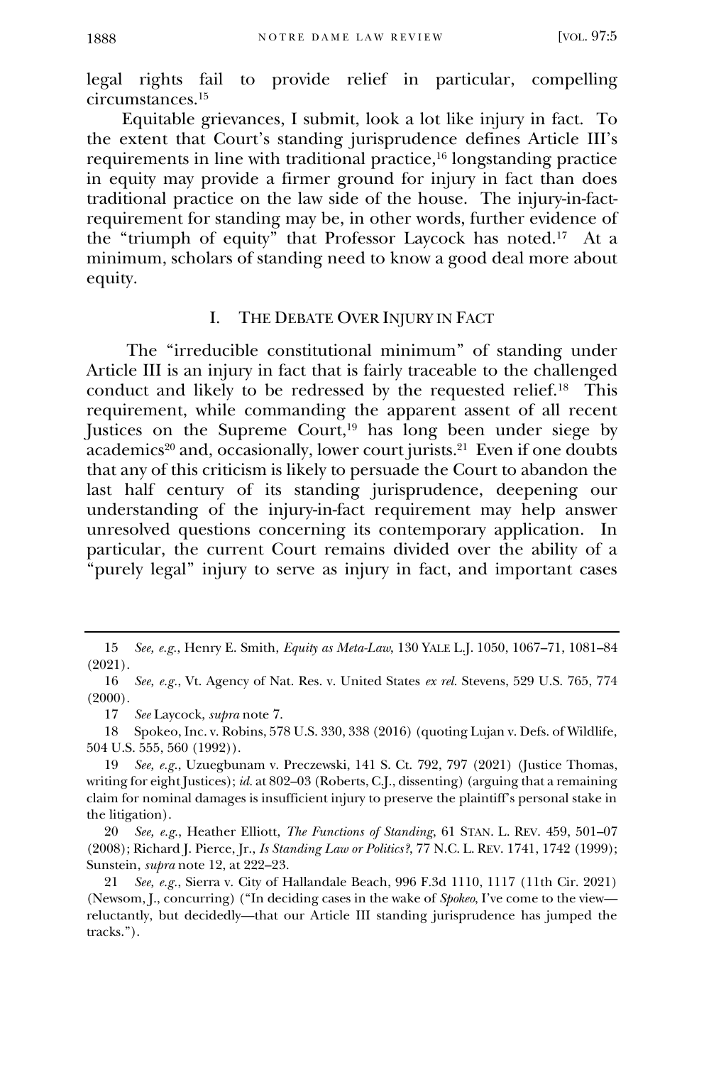legal rights fail to provide relief in particular, compelling circumstances.[15]

Equitable grievances, I submit, look a lot like injury in fact. To the extent that Court's standing jurisprudence defines Article III's requirements in line with traditional practice,[16] longstanding practice in equity may provide a firmer ground for injury in fact than does traditional practice on the law side of the house. The injury-in-fact-requirement for standing may be, in other words, further evidence of the "triumph of equity" that Professor Laycock has noted.[17] At a minimum, scholars of standing need to know a good deal more about equity.

## I. THE DEBATE OVER INJURY IN FACT

The "irreducible constitutional minimum" of standing under Article III is an injury in fact that is fairly traceable to the challenged conduct and likely to be redressed by the requested relief.[18] This requirement, while commanding the apparent assent of all recent Justices on the Supreme Court,[19] has long been under siege by academics[20] and, occasionally, lower court jurists.[21] Even if one doubts that any of this criticism is likely to persuade the Court to abandon the last half century of its standing jurisprudence, deepening our understanding of the injury-in-fact requirement may help answer unresolved questions concerning its contemporary application. In particular, the current Court remains divided over the ability of a "purely legal" injury to serve as injury in fact, and important cases

---

15 *See, e.g.*, Henry E. Smith, *Equity as Meta-Law*, 130 YALE L.J. 1050, 1067–71, 1081–84 (2021).

16 *See, e.g.*, Vt. Agency of Nat. Res. v. United States *ex rel.* Stevens, 529 U.S. 765, 774 (2000).

17 *See* Laycock, *supra* note 7.

18 Spokeo, Inc. v. Robins, 578 U.S. 330, 338 (2016) (quoting Lujan v. Defs. of Wildlife, 504 U.S. 555, 560 (1992)).

19 *See, e.g.*, Uzuegbunam v. Preczewski, 141 S. Ct. 792, 797 (2021) (Justice Thomas, writing for eight Justices); *id.* at 802–03 (Roberts, C.J., dissenting) (arguing that a remaining claim for nominal damages is insufficient injury to preserve the plaintiff's personal stake in the litigation).

20 *See, e.g.*, Heather Elliott, *The Functions of Standing*, 61 STAN. L. REV. 459, 501–07 (2008); Richard J. Pierce, Jr., *Is Standing Law or Politics?*, 77 N.C. L. REV. 1741, 1742 (1999); Sunstein, *supra* note 12, at 222–23.

21 *See, e.g.*, Sierra v. City of Hallandale Beach, 996 F.3d 1110, 1117 (11th Cir. 2021) (Newsom, J., concurring) ("In deciding cases in the wake of *Spokeo*, I've come to the view—reluctantly, but decidedly—that our Article III standing jurisprudence has jumped the tracks.").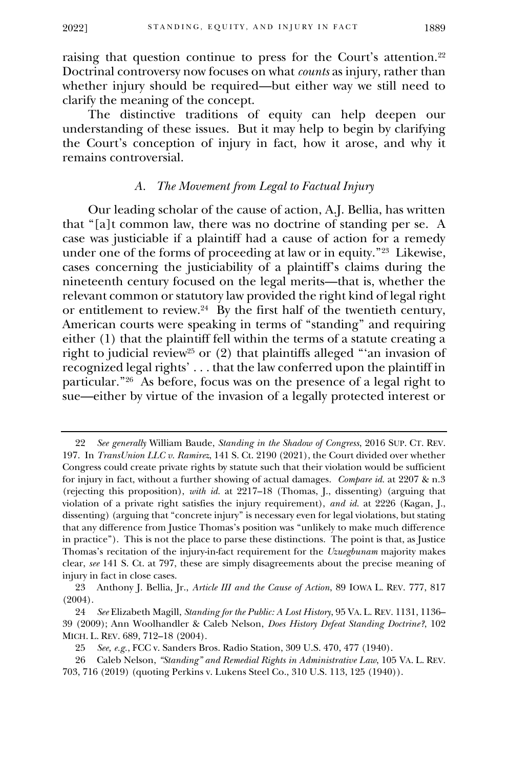raising that question continue to press for the Court's attention.[22] Doctrinal controversy now focuses on what *counts* as injury, rather than whether injury should be required—but either way we still need to clarify the meaning of the concept.

The distinctive traditions of equity can help deepen our understanding of these issues. But it may help to begin by clarifying the Court's conception of injury in fact, how it arose, and why it remains controversial.

### *A. The Movement from Legal to Factual Injury*

Our leading scholar of the cause of action, A.J. Bellia, has written that "[a]t common law, there was no doctrine of standing per se. A case was justiciable if a plaintiff had a cause of action for a remedy under one of the forms of proceeding at law or in equity."[23] Likewise, cases concerning the justiciability of a plaintiff's claims during the nineteenth century focused on the legal merits—that is, whether the relevant common or statutory law provided the right kind of legal right or entitlement to review.[24] By the first half of the twentieth century, American courts were speaking in terms of "standing" and requiring either (1) that the plaintiff fell within the terms of a statute creating a right to judicial review[25] or (2) that plaintiffs alleged "'an invasion of recognized legal rights' . . . that the law conferred upon the plaintiff in particular."[26] As before, focus was on the presence of a legal right to sue—either by virtue of the invasion of a legally protected interest or

---

22 *See generally* William Baude, *Standing in the Shadow of Congress*, 2016 SUP. CT. REV. 197. In *TransUnion LLC v. Ramirez*, 141 S. Ct. 2190 (2021), the Court divided over whether Congress could create private rights by statute such that their violation would be sufficient for injury in fact, without a further showing of actual damages. *Compare id.* at 2207 & n.3 (rejecting this proposition), *with id.* at 2217–18 (Thomas, J., dissenting) (arguing that violation of a private right satisfies the injury requirement), *and id.* at 2226 (Kagan, J., dissenting) (arguing that "concrete injury" is necessary even for legal violations, but stating that any difference from Justice Thomas's position was "unlikely to make much difference in practice"). This is not the place to parse these distinctions. The point is that, as Justice Thomas's recitation of the injury-in-fact requirement for the *Uzuegbunam* majority makes clear, *see* 141 S. Ct. at 797, these are simply disagreements about the precise meaning of injury in fact in close cases.

23 Anthony J. Bellia, Jr., *Article III and the Cause of Action*, 89 IOWA L. REV. 777, 817 (2004).

24 *See* Elizabeth Magill, *Standing for the Public: A Lost History*, 95 VA. L. REV. 1131, 1136–39 (2009); Ann Woolhandler & Caleb Nelson, *Does History Defeat Standing Doctrine?*, 102 MICH. L. REV. 689, 712–18 (2004).

25 *See, e.g.*, FCC v. Sanders Bros. Radio Station, 309 U.S. 470, 477 (1940).

26 Caleb Nelson, *"Standing" and Remedial Rights in Administrative Law*, 105 VA. L. REV. 703, 716 (2019) (quoting Perkins v. Lukens Steel Co., 310 U.S. 113, 125 (1940)).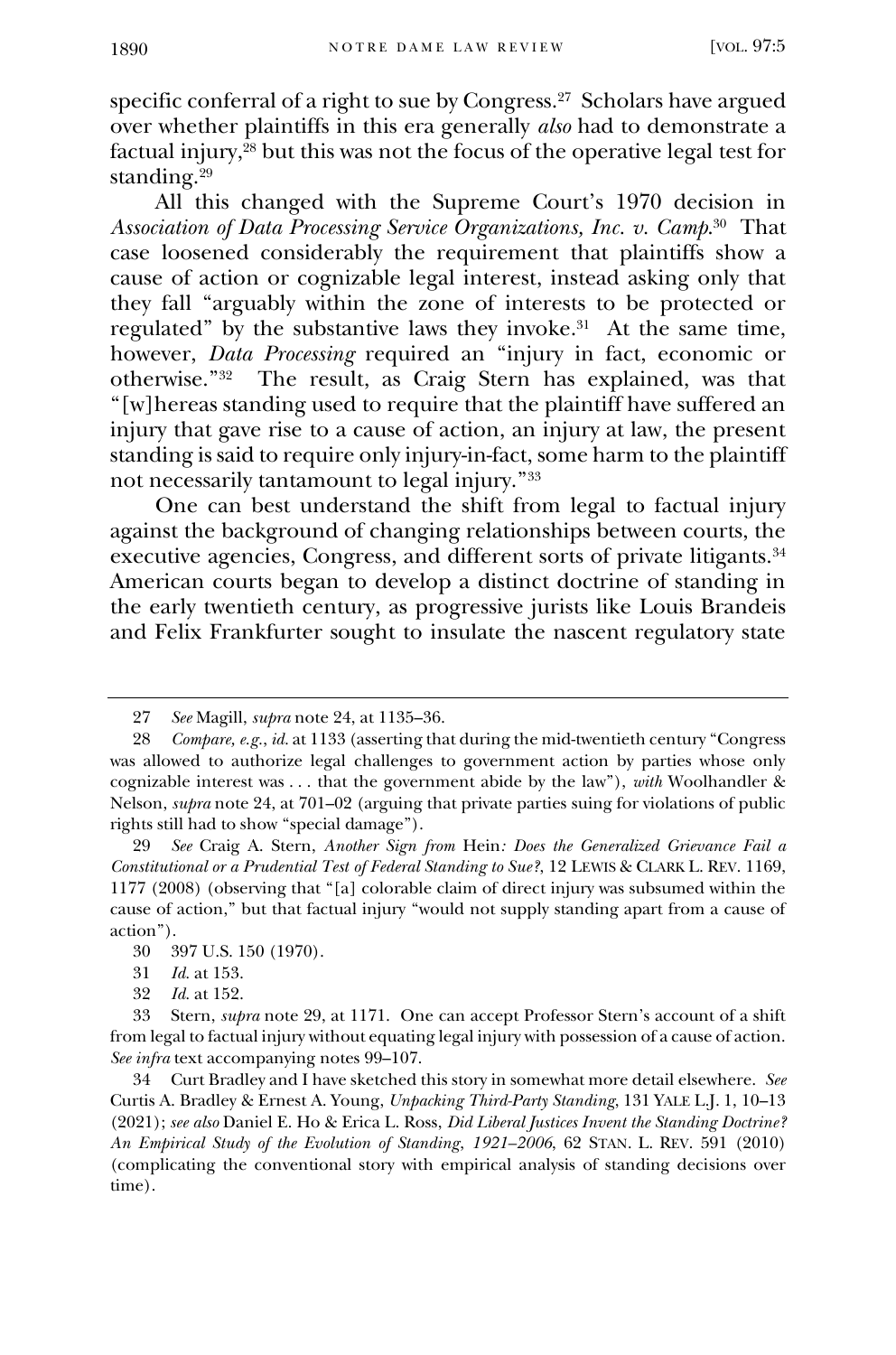specific conferral of a right to sue by Congress.[27] Scholars have argued over whether plaintiffs in this era generally *also* had to demonstrate a factual injury,[28] but this was not the focus of the operative legal test for standing.[29]

All this changed with the Supreme Court's 1970 decision in *Association of Data Processing Service Organizations, Inc. v. Camp*.[30] That case loosened considerably the requirement that plaintiffs show a cause of action or cognizable legal interest, instead asking only that they fall "arguably within the zone of interests to be protected or regulated" by the substantive laws they invoke.[31] At the same time, however, *Data Processing* required an "injury in fact, economic or otherwise."[32] The result, as Craig Stern has explained, was that "[w]hereas standing used to require that the plaintiff have suffered an injury that gave rise to a cause of action, an injury at law, the present standing is said to require only injury-in-fact, some harm to the plaintiff not necessarily tantamount to legal injury."[33]

One can best understand the shift from legal to factual injury against the background of changing relationships between courts, the executive agencies, Congress, and different sorts of private litigants.[34] American courts began to develop a distinct doctrine of standing in the early twentieth century, as progressive jurists like Louis Brandeis and Felix Frankfurter sought to insulate the nascent regulatory state

---

27 *See* Magill, *supra* note 24, at 1135–36.

28 *Compare, e.g.*, *id.* at 1133 (asserting that during the mid-twentieth century "Congress was allowed to authorize legal challenges to government action by parties whose only cognizable interest was . . . that the government abide by the law"), *with* Woolhandler & Nelson, *supra* note 24, at 701–02 (arguing that private parties suing for violations of public rights still had to show "special damage").

29 *See* Craig A. Stern, *Another Sign from* Hein*: Does the Generalized Grievance Fail a Constitutional or a Prudential Test of Federal Standing to Sue?*, 12 LEWIS & CLARK L. REV. 1169, 1177 (2008) (observing that "[a] colorable claim of direct injury was subsumed within the cause of action," but that factual injury "would not supply standing apart from a cause of action").

30 397 U.S. 150 (1970).

31 *Id.* at 153.

32 *Id.* at 152.

33 Stern, *supra* note 29, at 1171. One can accept Professor Stern's account of a shift from legal to factual injury without equating legal injury with possession of a cause of action. *See infra* text accompanying notes 99–107.

34 Curt Bradley and I have sketched this story in somewhat more detail elsewhere. *See* Curtis A. Bradley & Ernest A. Young, *Unpacking Third-Party Standing*, 131 YALE L.J. 1, 10–13 (2021); *see also* Daniel E. Ho & Erica L. Ross, *Did Liberal Justices Invent the Standing Doctrine? An Empirical Study of the Evolution of Standing, 1921–2006*, 62 STAN. L. REV. 591 (2010) (complicating the conventional story with empirical analysis of standing decisions over time).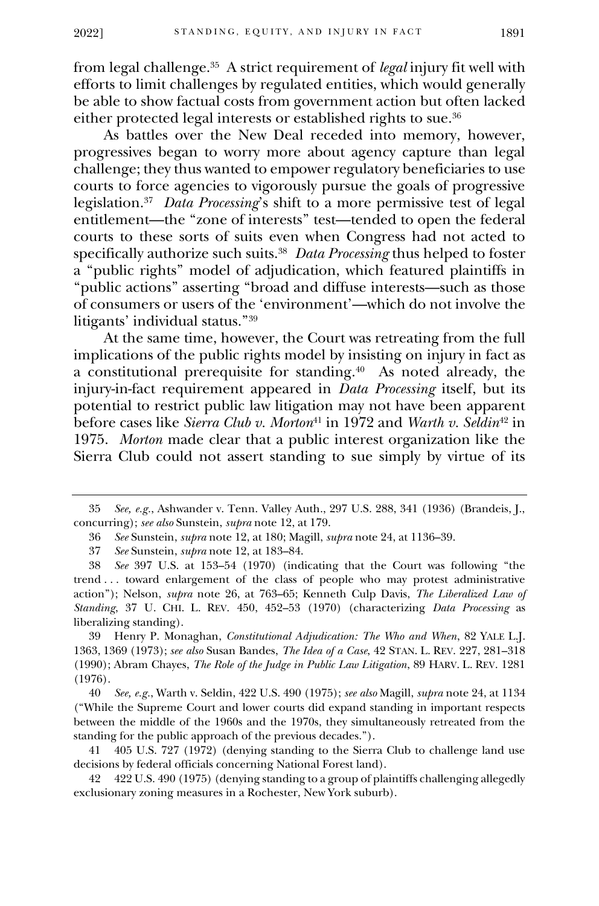from legal challenge.[35] A strict requirement of *legal* injury fit well with efforts to limit challenges by regulated entities, which would generally be able to show factual costs from government action but often lacked either protected legal interests or established rights to sue.[36]

As battles over the New Deal receded into memory, however, progressives began to worry more about agency capture than legal challenge; they thus wanted to empower regulatory beneficiaries to use courts to force agencies to vigorously pursue the goals of progressive legislation.[37] *Data Processing*'s shift to a more permissive test of legal entitlement—the "zone of interests" test—tended to open the federal courts to these sorts of suits even when Congress had not acted to specifically authorize such suits.[38] *Data Processing* thus helped to foster a "public rights" model of adjudication, which featured plaintiffs in "public actions" asserting "broad and diffuse interests—such as those of consumers or users of the 'environment'—which do not involve the litigants' individual status."[39]

At the same time, however, the Court was retreating from the full implications of the public rights model by insisting on injury in fact as a constitutional prerequisite for standing.[40] As noted already, the injury-in-fact requirement appeared in *Data Processing* itself, but its potential to restrict public law litigation may not have been apparent before cases like *Sierra Club v. Morton*[41] in 1972 and *Warth v. Seldin*[42] in 1975. *Morton* made clear that a public interest organization like the Sierra Club could not assert standing to sue simply by virtue of its

---

35 *See, e.g.*, Ashwander v. Tenn. Valley Auth., 297 U.S. 288, 341 (1936) (Brandeis, J., concurring); *see also* Sunstein, *supra* note 12, at 179.

36 *See* Sunstein, *supra* note 12, at 180; Magill, *supra* note 24, at 1136–39.

37 *See* Sunstein, *supra* note 12, at 183–84.

38 *See* 397 U.S. at 153–54 (1970) (indicating that the Court was following "the trend . . . toward enlargement of the class of people who may protest administrative action"); Nelson, *supra* note 26, at 763–65; Kenneth Culp Davis, *The Liberalized Law of Standing*, 37 U. CHI. L. REV. 450, 452–53 (1970) (characterizing *Data Processing* as liberalizing standing).

39 Henry P. Monaghan, *Constitutional Adjudication: The Who and When*, 82 YALE L.J. 1363, 1369 (1973); *see also* Susan Bandes, *The Idea of a Case*, 42 STAN. L. REV. 227, 281–318 (1990); Abram Chayes, *The Role of the Judge in Public Law Litigation*, 89 HARV. L. REV. 1281 (1976).

40 *See, e.g.*, Warth v. Seldin, 422 U.S. 490 (1975); *see also* Magill, *supra* note 24, at 1134 ("While the Supreme Court and lower courts did expand standing in important respects between the middle of the 1960s and the 1970s, they simultaneously retreated from the standing for the public approach of the previous decades.").

41 405 U.S. 727 (1972) (denying standing to the Sierra Club to challenge land use decisions by federal officials concerning National Forest land).

42 422 U.S. 490 (1975) (denying standing to a group of plaintiffs challenging allegedly exclusionary zoning measures in a Rochester, New York suburb).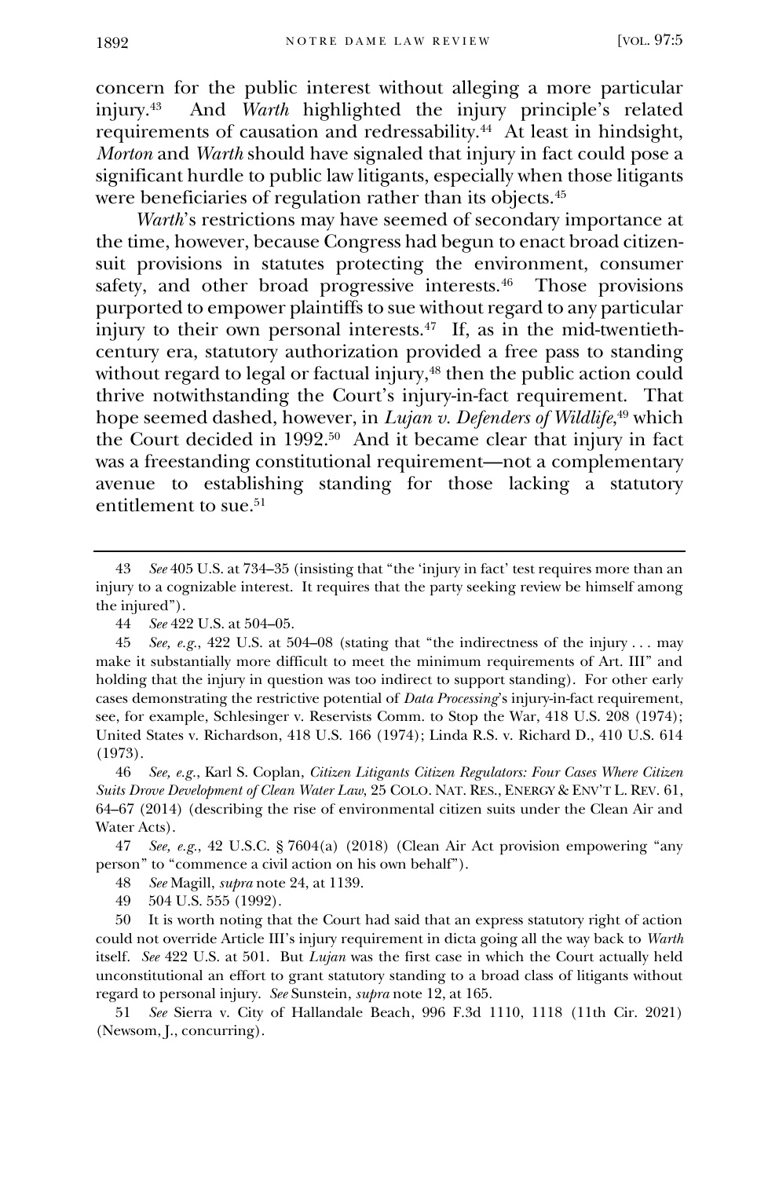concern for the public interest without alleging a more particular injury.[43] And *Warth* highlighted the injury principle's related requirements of causation and redressability.[44] At least in hindsight, *Morton* and *Warth* should have signaled that injury in fact could pose a significant hurdle to public law litigants, especially when those litigants were beneficiaries of regulation rather than its objects.[45]

*Warth*'s restrictions may have seemed of secondary importance at the time, however, because Congress had begun to enact broad citizen-suit provisions in statutes protecting the environment, consumer safety, and other broad progressive interests.[46] Those provisions purported to empower plaintiffs to sue without regard to any particular injury to their own personal interests.[47] If, as in the mid-twentieth-century era, statutory authorization provided a free pass to standing without regard to legal or factual injury,[48] then the public action could thrive notwithstanding the Court's injury-in-fact requirement. That hope seemed dashed, however, in *Lujan v. Defenders of Wildlife*,[49] which the Court decided in 1992.[50] And it became clear that injury in fact was a freestanding constitutional requirement—not a complementary avenue to establishing standing for those lacking a statutory entitlement to sue.[51]

---

43 *See* 405 U.S. at 734–35 (insisting that "the 'injury in fact' test requires more than an injury to a cognizable interest. It requires that the party seeking review be himself among the injured").

44 *See* 422 U.S. at 504–05.

45 *See, e.g.*, 422 U.S. at 504–08 (stating that "the indirectness of the injury . . . may make it substantially more difficult to meet the minimum requirements of Art. III" and holding that the injury in question was too indirect to support standing). For other early cases demonstrating the restrictive potential of *Data Processing*'s injury-in-fact requirement, see, for example, Schlesinger v. Reservists Comm. to Stop the War, 418 U.S. 208 (1974); United States v. Richardson, 418 U.S. 166 (1974); Linda R.S. v. Richard D., 410 U.S. 614 (1973).

46 *See, e.g.*, Karl S. Coplan, *Citizen Litigants Citizen Regulators: Four Cases Where Citizen Suits Drove Development of Clean Water Law*, 25 COLO. NAT. RES., ENERGY & ENV'T L. REV. 61, 64–67 (2014) (describing the rise of environmental citizen suits under the Clean Air and Water Acts).

47 *See, e.g.*, 42 U.S.C. § 7604(a) (2018) (Clean Air Act provision empowering "any person" to "commence a civil action on his own behalf").

48 *See* Magill, *supra* note 24, at 1139.

49 504 U.S. 555 (1992).

50 It is worth noting that the Court had said that an express statutory right of action could not override Article III's injury requirement in dicta going all the way back to *Warth* itself. *See* 422 U.S. at 501. But *Lujan* was the first case in which the Court actually held unconstitutional an effort to grant statutory standing to a broad class of litigants without regard to personal injury. *See* Sunstein, *supra* note 12, at 165.

51 *See* Sierra v. City of Hallandale Beach, 996 F.3d 1110, 1118 (11th Cir. 2021) (Newsom, J., concurring).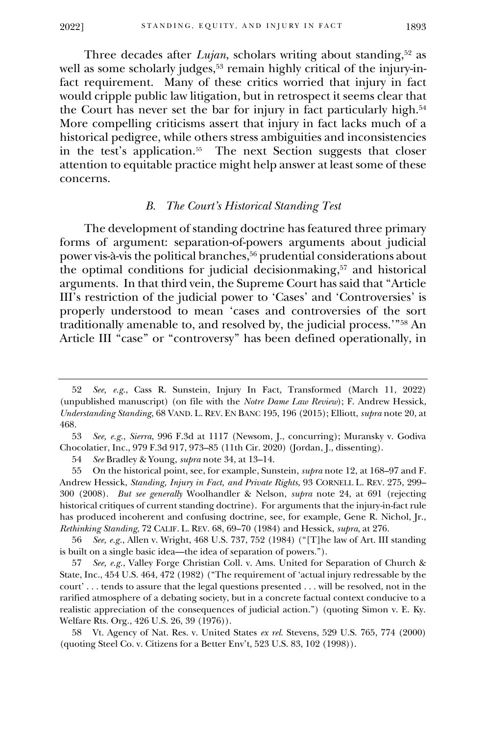Three decades after *Lujan*, scholars writing about standing,[52] as well as some scholarly judges,[53] remain highly critical of the injury-in-fact requirement. Many of these critics worried that injury in fact would cripple public law litigation, but in retrospect it seems clear that the Court has never set the bar for injury in fact particularly high.[54] More compelling criticisms assert that injury in fact lacks much of a historical pedigree, while others stress ambiguities and inconsistencies in the test's application.[55] The next Section suggests that closer attention to equitable practice might help answer at least some of these concerns.

### *B. The Court's Historical Standing Test*

The development of standing doctrine has featured three primary forms of argument: separation-of-powers arguments about judicial power vis-à-vis the political branches,[56] prudential considerations about the optimal conditions for judicial decisionmaking,[57] and historical arguments. In that third vein, the Supreme Court has said that "Article III's restriction of the judicial power to 'Cases' and 'Controversies' is properly understood to mean 'cases and controversies of the sort traditionally amenable to, and resolved by, the judicial process.'"[58] An Article III "case" or "controversy" has been defined operationally, in

---

52 *See, e.g.*, Cass R. Sunstein, Injury In Fact, Transformed (March 11, 2022) (unpublished manuscript) (on file with the *Notre Dame Law Review*); F. Andrew Hessick, *Understanding Standing*, 68 VAND. L. REV. EN BANC 195, 196 (2015); Elliott, *supra* note 20, at 468.

53 *See, e.g.*, *Sierra*, 996 F.3d at 1117 (Newsom, J., concurring); Muransky v. Godiva Chocolatier, Inc., 979 F.3d 917, 973–85 (11th Cir. 2020) (Jordan, J., dissenting).

54 *See* Bradley & Young, *supra* note 34, at 13–14.

55 On the historical point, see, for example, Sunstein, *supra* note 12, at 168–97 and F. Andrew Hessick, *Standing, Injury in Fact, and Private Rights*, 93 CORNELL L. REV. 275, 299–300 (2008). *But see generally* Woolhandler & Nelson, *supra* note 24, at 691 (rejecting historical critiques of current standing doctrine). For arguments that the injury-in-fact rule has produced incoherent and confusing doctrine, see, for example, Gene R. Nichol, Jr., *Rethinking Standing*, 72 CALIF. L. REV. 68, 69–70 (1984) and Hessick, *supra*, at 276.

56 *See, e.g.*, Allen v. Wright, 468 U.S. 737, 752 (1984) ("[T]he law of Art. III standing is built on a single basic idea—the idea of separation of powers.").

57 *See, e.g.*, Valley Forge Christian Coll. v. Ams. United for Separation of Church & State, Inc., 454 U.S. 464, 472 (1982) ("The requirement of 'actual injury redressable by the court' . . . tends to assure that the legal questions presented . . . will be resolved, not in the rarified atmosphere of a debating society, but in a concrete factual context conducive to a realistic appreciation of the consequences of judicial action.") (quoting Simon v. E. Ky. Welfare Rts. Org., 426 U.S. 26, 39 (1976)).

58 Vt. Agency of Nat. Res. v. United States *ex rel.* Stevens, 529 U.S. 765, 774 (2000) (quoting Steel Co. v. Citizens for a Better Env't, 523 U.S. 83, 102 (1998)).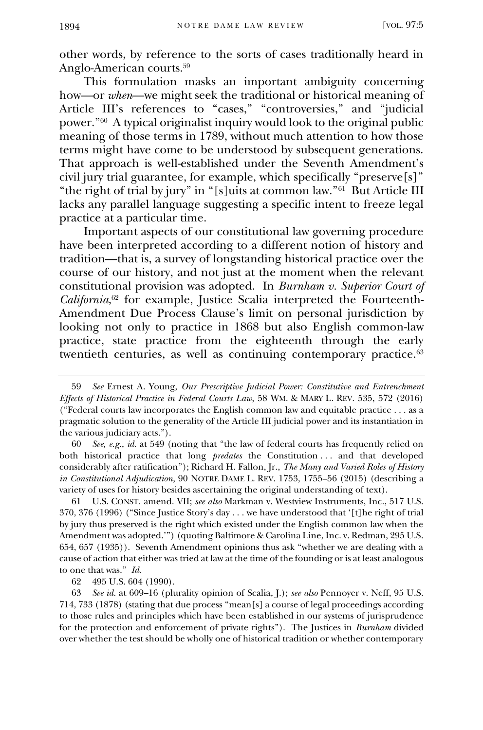other words, by reference to the sorts of cases traditionally heard in Anglo-American courts.[59]

This formulation masks an important ambiguity concerning how—or *when*—we might seek the traditional or historical meaning of Article III's references to "cases," "controversies," and "judicial power."[60] A typical originalist inquiry would look to the original public meaning of those terms in 1789, without much attention to how those terms might have come to be understood by subsequent generations. That approach is well-established under the Seventh Amendment's civil jury trial guarantee, for example, which specifically "preserve[s]" "the right of trial by jury" in "[s]uits at common law."[61] But Article III lacks any parallel language suggesting a specific intent to freeze legal practice at a particular time.

Important aspects of our constitutional law governing procedure have been interpreted according to a different notion of history and tradition—that is, a survey of longstanding historical practice over the course of our history, and not just at the moment when the relevant constitutional provision was adopted. In *Burnham v. Superior Court of California*,[62] for example, Justice Scalia interpreted the Fourteenth-Amendment Due Process Clause's limit on personal jurisdiction by looking not only to practice in 1868 but also English common-law practice, state practice from the eighteenth through the early twentieth centuries, as well as continuing contemporary practice.[63]

---

59 *See* Ernest A. Young, *Our Prescriptive Judicial Power: Constitutive and Entrenchment Effects of Historical Practice in Federal Courts Law*, 58 WM. & MARY L. REV. 535, 572 (2016) ("Federal courts law incorporates the English common law and equitable practice . . . as a pragmatic solution to the generality of the Article III judicial power and its instantiation in the various judiciary acts.").

60 *See, e.g.*, *id.* at 549 (noting that "the law of federal courts has frequently relied on both historical practice that long *predates* the Constitution . . . and that developed considerably after ratification"); Richard H. Fallon, Jr., *The Many and Varied Roles of History in Constitutional Adjudication*, 90 NOTRE DAME L. REV. 1753, 1755–56 (2015) (describing a variety of uses for history besides ascertaining the original understanding of text).

61 U.S. CONST. amend. VII; *see also* Markman v. Westview Instruments, Inc., 517 U.S. 370, 376 (1996) ("Since Justice Story's day . . . we have understood that '[t]he right of trial by jury thus preserved is the right which existed under the English common law when the Amendment was adopted.'") (quoting Baltimore & Carolina Line, Inc. v. Redman, 295 U.S. 654, 657 (1935)). Seventh Amendment opinions thus ask "whether we are dealing with a cause of action that either was tried at law at the time of the founding or is at least analogous to one that was." *Id.*

62 495 U.S. 604 (1990).

63 *See id.* at 609–16 (plurality opinion of Scalia, J.); *see also* Pennoyer v. Neff, 95 U.S. 714, 733 (1878) (stating that due process "mean[s] a course of legal proceedings according to those rules and principles which have been established in our systems of jurisprudence for the protection and enforcement of private rights"). The Justices in *Burnham* divided over whether the test should be wholly one of historical tradition or whether contemporary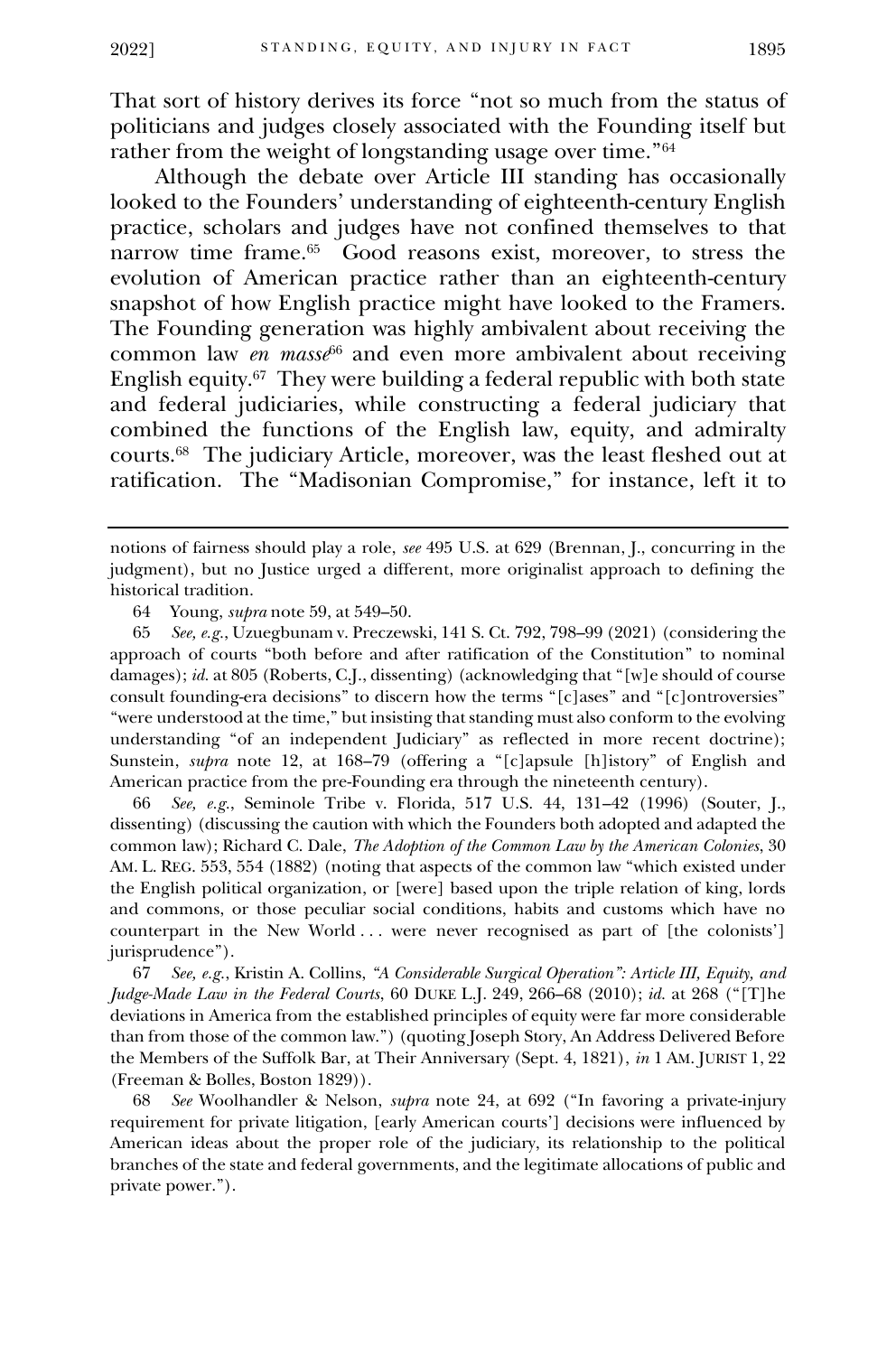That sort of history derives its force "not so much from the status of politicians and judges closely associated with the Founding itself but rather from the weight of longstanding usage over time."[64]

Although the debate over Article III standing has occasionally looked to the Founders' understanding of eighteenth-century English practice, scholars and judges have not confined themselves to that narrow time frame.[65] Good reasons exist, moreover, to stress the evolution of American practice rather than an eighteenth-century snapshot of how English practice might have looked to the Framers. The Founding generation was highly ambivalent about receiving the common law *en masse*[66] and even more ambivalent about receiving English equity.[67] They were building a federal republic with both state and federal judiciaries, while constructing a federal judiciary that combined the functions of the English law, equity, and admiralty courts.[68] The judiciary Article, moreover, was the least fleshed out at ratification. The "Madisonian Compromise," for instance, left it to

---

notions of fairness should play a role, *see* 495 U.S. at 629 (Brennan, J., concurring in the judgment), but no Justice urged a different, more originalist approach to defining the historical tradition.

64 Young, *supra* note 59, at 549–50.

65 *See, e.g.*, Uzuegbunam v. Preczewski, 141 S. Ct. 792, 798–99 (2021) (considering the approach of courts "both before and after ratification of the Constitution" to nominal damages); *id.* at 805 (Roberts, C.J., dissenting) (acknowledging that "[w]e should of course consult founding-era decisions" to discern how the terms "[c]ases" and "[c]ontroversies" "were understood at the time," but insisting that standing must also conform to the evolving understanding "of an independent Judiciary" as reflected in more recent doctrine); Sunstein, *supra* note 12, at 168–79 (offering a "[c]apsule [h]istory" of English and American practice from the pre-Founding era through the nineteenth century).

66 *See, e.g.*, Seminole Tribe v. Florida, 517 U.S. 44, 131–42 (1996) (Souter, J., dissenting) (discussing the caution with which the Founders both adopted and adapted the common law); Richard C. Dale, *The Adoption of the Common Law by the American Colonies*, 30 AM. L. REG. 553, 554 (1882) (noting that aspects of the common law "which existed under the English political organization, or [were] based upon the triple relation of king, lords and commons, or those peculiar social conditions, habits and customs which have no counterpart in the New World . . . were never recognised as part of [the colonists'] jurisprudence").

67 *See, e.g.*, Kristin A. Collins, *"A Considerable Surgical Operation": Article III, Equity, and Judge-Made Law in the Federal Courts*, 60 DUKE L.J. 249, 266–68 (2010); *id.* at 268 ("[T]he deviations in America from the established principles of equity were far more considerable than from those of the common law.") (quoting Joseph Story, An Address Delivered Before the Members of the Suffolk Bar, at Their Anniversary (Sept. 4, 1821), *in* 1 AM. JURIST 1, 22 (Freeman & Bolles, Boston 1829)).

68 *See* Woolhandler & Nelson, *supra* note 24, at 692 ("In favoring a private-injury requirement for private litigation, [early American courts'] decisions were influenced by American ideas about the proper role of the judiciary, its relationship to the political branches of the state and federal governments, and the legitimate allocations of public and private power.").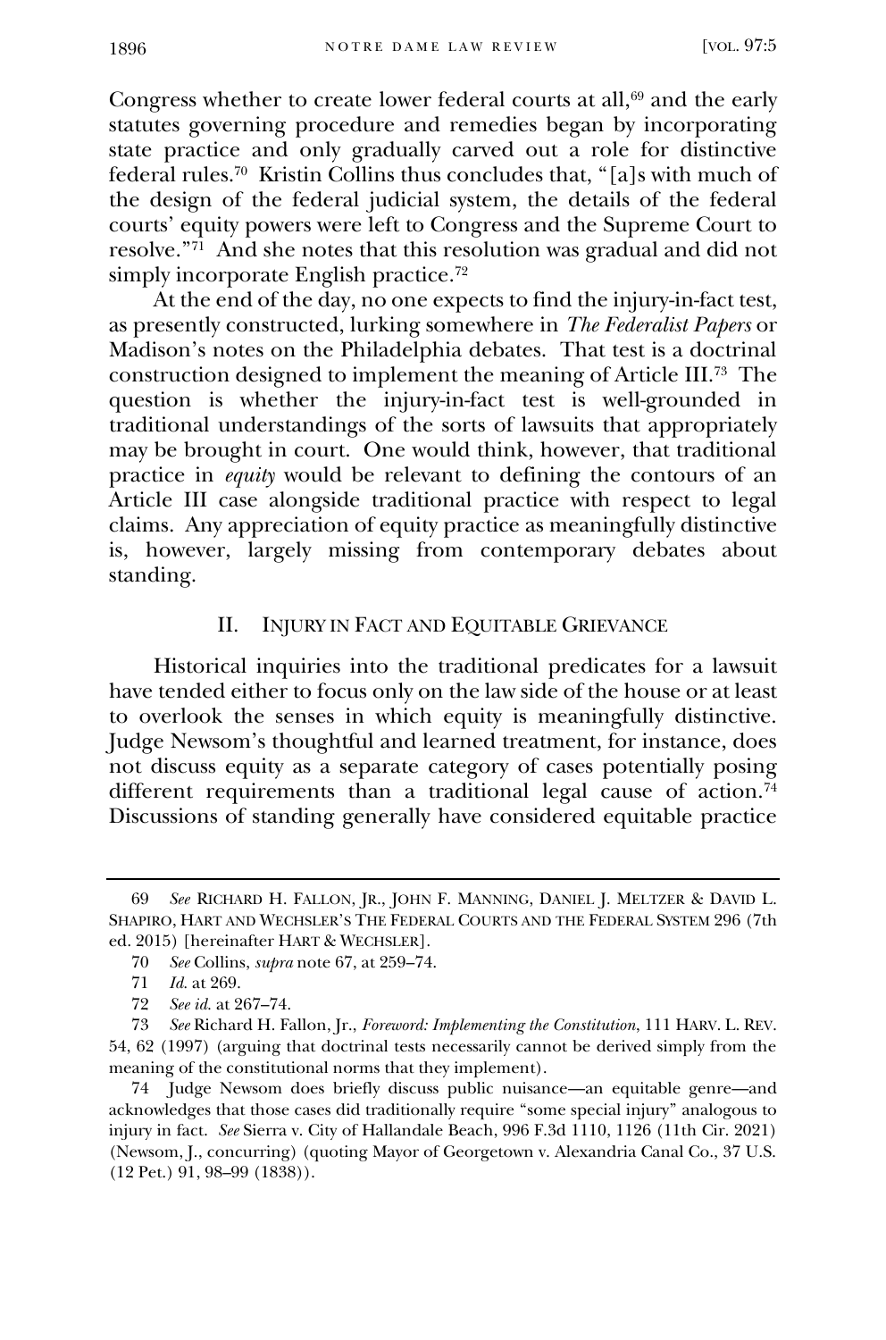Congress whether to create lower federal courts at all,[69] and the early statutes governing procedure and remedies began by incorporating state practice and only gradually carved out a role for distinctive federal rules.[70] Kristin Collins thus concludes that, "[a]s with much of the design of the federal judicial system, the details of the federal courts' equity powers were left to Congress and the Supreme Court to resolve."[71] And she notes that this resolution was gradual and did not simply incorporate English practice.[72]

At the end of the day, no one expects to find the injury-in-fact test, as presently constructed, lurking somewhere in *The Federalist Papers* or Madison's notes on the Philadelphia debates. That test is a doctrinal construction designed to implement the meaning of Article III.[73] The question is whether the injury-in-fact test is well-grounded in traditional understandings of the sorts of lawsuits that appropriately may be brought in court. One would think, however, that traditional practice in *equity* would be relevant to defining the contours of an Article III case alongside traditional practice with respect to legal claims. Any appreciation of equity practice as meaningfully distinctive is, however, largely missing from contemporary debates about standing.

## II. Injury in Fact and Equitable Grievance

Historical inquiries into the traditional predicates for a lawsuit have tended either to focus only on the law side of the house or at least to overlook the senses in which equity is meaningfully distinctive. Judge Newsom's thoughtful and learned treatment, for instance, does not discuss equity as a separate category of cases potentially posing different requirements than a traditional legal cause of action.[74] Discussions of standing generally have considered equitable practice

---

69 *See* Richard H. Fallon, Jr., John F. Manning, Daniel J. Meltzer & David L. Shapiro, Hart and Wechsler's The Federal Courts and the Federal System 296 (7th ed. 2015) [hereinafter Hart & Wechsler].

70 *See* Collins, *supra* note 67, at 259–74.

71 *Id.* at 269.

72 *See id.* at 267–74.

73 *See* Richard H. Fallon, Jr., *Foreword: Implementing the Constitution*, 111 Harv. L. Rev. 54, 62 (1997) (arguing that doctrinal tests necessarily cannot be derived simply from the meaning of the constitutional norms that they implement).

74 Judge Newsom does briefly discuss public nuisance—an equitable genre—and acknowledges that those cases did traditionally require "some special injury" analogous to injury in fact. *See* Sierra v. City of Hallandale Beach, 996 F.3d 1110, 1126 (11th Cir. 2021) (Newsom, J., concurring) (quoting Mayor of Georgetown v. Alexandria Canal Co., 37 U.S. (12 Pet.) 91, 98–99 (1838)).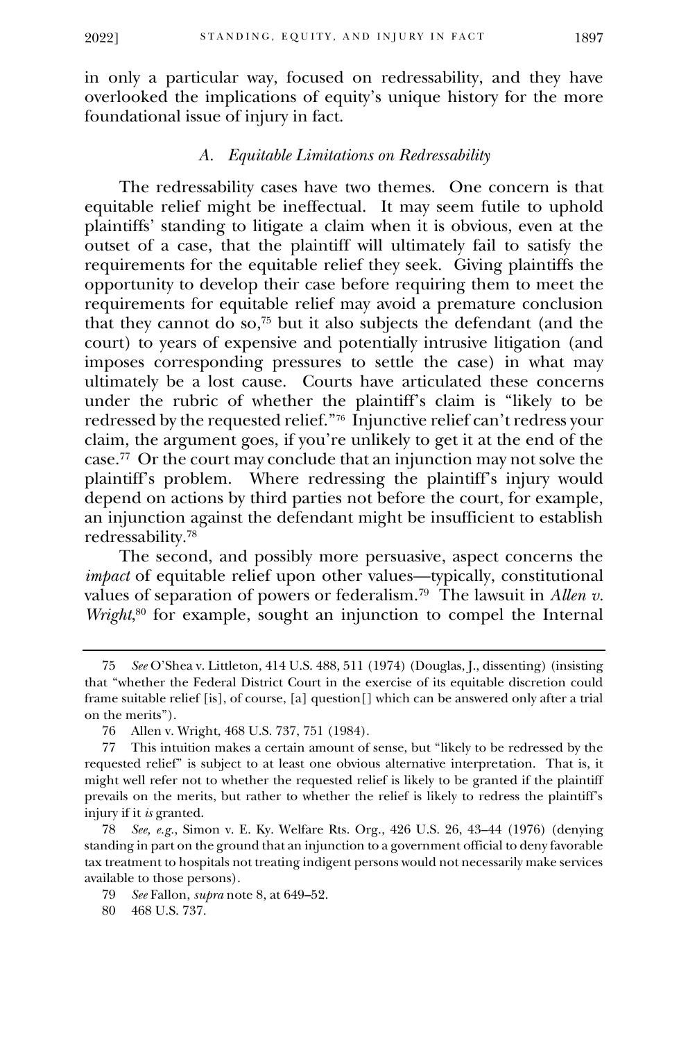in only a particular way, focused on redressability, and they have overlooked the implications of equity's unique history for the more foundational issue of injury in fact.

### A. *Equitable Limitations on Redressability*

The redressability cases have two themes. One concern is that equitable relief might be ineffectual. It may seem futile to uphold plaintiffs' standing to litigate a claim when it is obvious, even at the outset of a case, that the plaintiff will ultimately fail to satisfy the requirements for the equitable relief they seek. Giving plaintiffs the opportunity to develop their case before requiring them to meet the requirements for equitable relief may avoid a premature conclusion that they cannot do so,[75] but it also subjects the defendant (and the court) to years of expensive and potentially intrusive litigation (and imposes corresponding pressures to settle the case) in what may ultimately be a lost cause. Courts have articulated these concerns under the rubric of whether the plaintiff's claim is "likely to be redressed by the requested relief."[76] Injunctive relief can't redress your claim, the argument goes, if you're unlikely to get it at the end of the case.[77] Or the court may conclude that an injunction may not solve the plaintiff's problem. Where redressing the plaintiff's injury would depend on actions by third parties not before the court, for example, an injunction against the defendant might be insufficient to establish redressability.[78]

The second, and possibly more persuasive, aspect concerns the *impact* of equitable relief upon other values—typically, constitutional values of separation of powers or federalism.[79] The lawsuit in *Allen v. Wright*,[80] for example, sought an injunction to compel the Internal

---

75 *See* O'Shea v. Littleton, 414 U.S. 488, 511 (1974) (Douglas, J., dissenting) (insisting that "whether the Federal District Court in the exercise of its equitable discretion could frame suitable relief [is], of course, [a] question[] which can be answered only after a trial on the merits").

76 Allen v. Wright, 468 U.S. 737, 751 (1984).

77 This intuition makes a certain amount of sense, but "likely to be redressed by the requested relief" is subject to at least one obvious alternative interpretation. That is, it might well refer not to whether the requested relief is likely to be granted if the plaintiff prevails on the merits, but rather to whether the relief is likely to redress the plaintiff's injury if it *is* granted.

78 *See, e.g.*, Simon v. E. Ky. Welfare Rts. Org., 426 U.S. 26, 43–44 (1976) (denying standing in part on the ground that an injunction to a government official to deny favorable tax treatment to hospitals not treating indigent persons would not necessarily make services available to those persons).

79 *See* Fallon, *supra* note 8, at 649–52.

80 468 U.S. 737.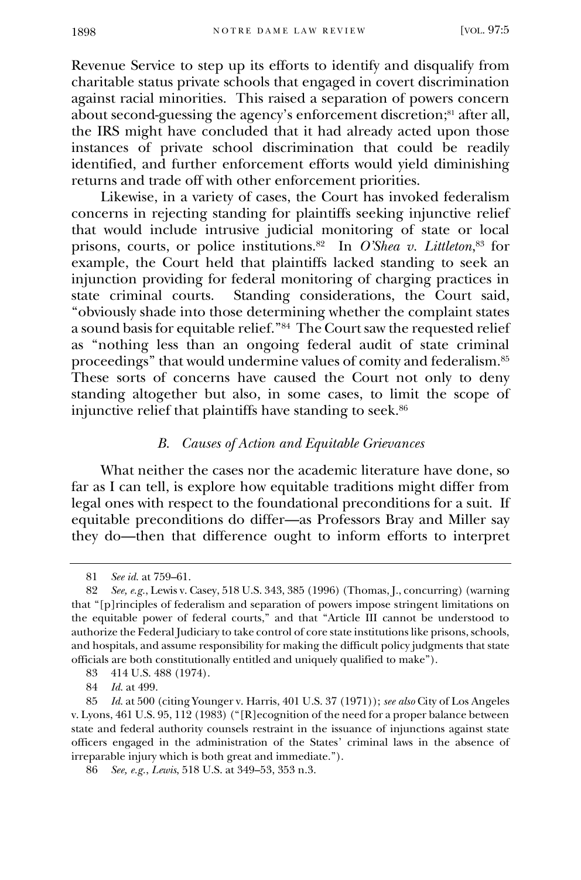Revenue Service to step up its efforts to identify and disqualify from charitable status private schools that engaged in covert discrimination against racial minorities. This raised a separation of powers concern about second-guessing the agency's enforcement discretion;[81] after all, the IRS might have concluded that it had already acted upon those instances of private school discrimination that could be readily identified, and further enforcement efforts would yield diminishing returns and trade off with other enforcement priorities.

Likewise, in a variety of cases, the Court has invoked federalism concerns in rejecting standing for plaintiffs seeking injunctive relief that would include intrusive judicial monitoring of state or local prisons, courts, or police institutions.[82] In *O'Shea v. Littleton*,[83] for example, the Court held that plaintiffs lacked standing to seek an injunction providing for federal monitoring of charging practices in state criminal courts. Standing considerations, the Court said, "obviously shade into those determining whether the complaint states a sound basis for equitable relief."[84] The Court saw the requested relief as "nothing less than an ongoing federal audit of state criminal proceedings" that would undermine values of comity and federalism.[85] These sorts of concerns have caused the Court not only to deny standing altogether but also, in some cases, to limit the scope of injunctive relief that plaintiffs have standing to seek.[86]

### *B. Causes of Action and Equitable Grievances*

What neither the cases nor the academic literature have done, so far as I can tell, is explore how equitable traditions might differ from legal ones with respect to the foundational preconditions for a suit. If equitable preconditions do differ—as Professors Bray and Miller say they do—then that difference ought to inform efforts to interpret

---

81 *See id.* at 759–61.

82 *See, e.g.*, Lewis v. Casey, 518 U.S. 343, 385 (1996) (Thomas, J., concurring) (warning that "[p]rinciples of federalism and separation of powers impose stringent limitations on the equitable power of federal courts," and that "Article III cannot be understood to authorize the Federal Judiciary to take control of core state institutions like prisons, schools, and hospitals, and assume responsibility for making the difficult policy judgments that state officials are both constitutionally entitled and uniquely qualified to make").

83 414 U.S. 488 (1974).

84 *Id.* at 499.

85 *Id.* at 500 (citing Younger v. Harris, 401 U.S. 37 (1971)); *see also* City of Los Angeles v. Lyons, 461 U.S. 95, 112 (1983) ("[R]ecognition of the need for a proper balance between state and federal authority counsels restraint in the issuance of injunctions against state officers engaged in the administration of the States' criminal laws in the absence of irreparable injury which is both great and immediate.").

86 *See, e.g.*, *Lewis*, 518 U.S. at 349–53, 353 n.3.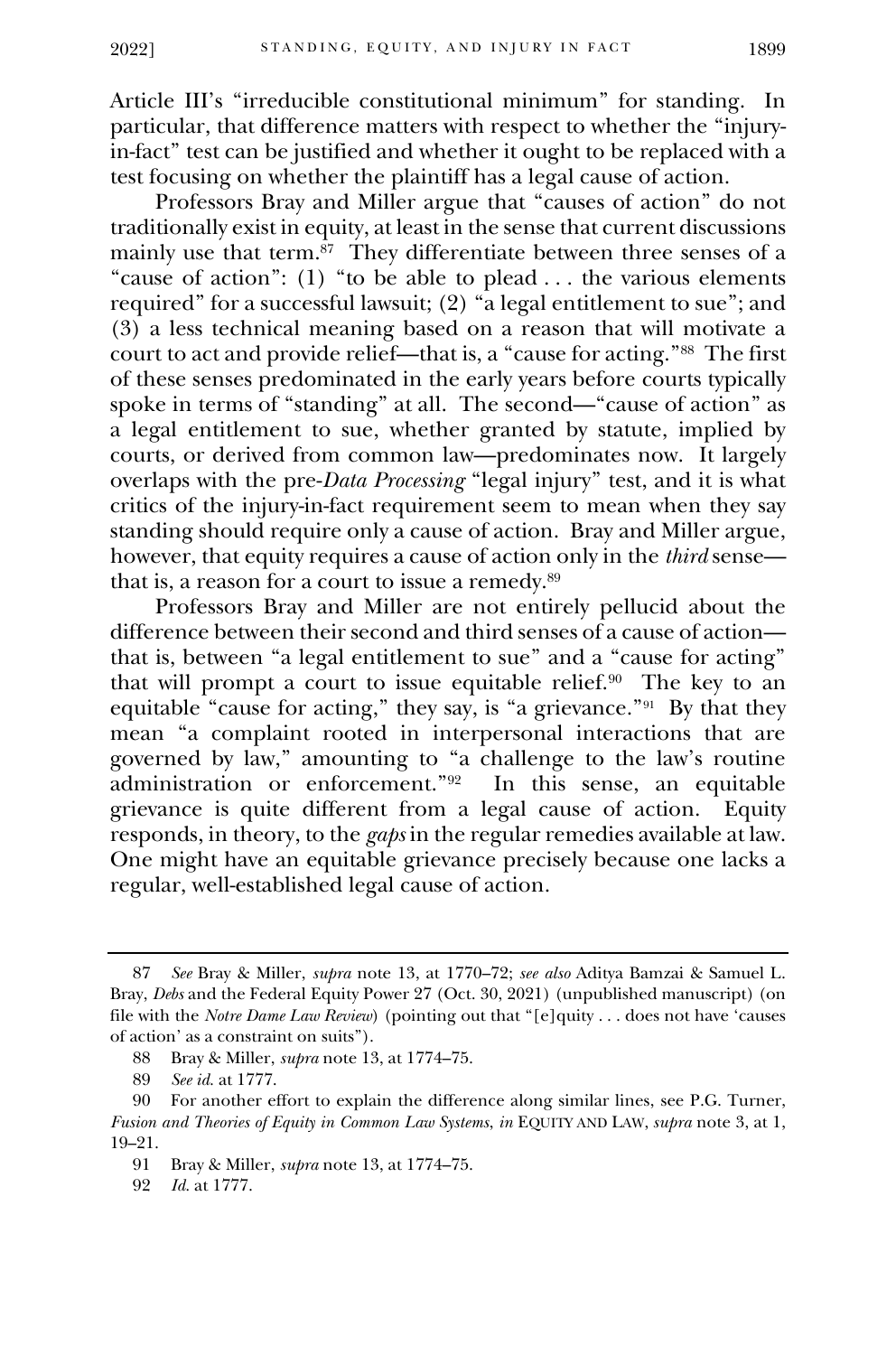Article III's "irreducible constitutional minimum" for standing. In particular, that difference matters with respect to whether the "injury-in-fact" test can be justified and whether it ought to be replaced with a test focusing on whether the plaintiff has a legal cause of action.

Professors Bray and Miller argue that "causes of action" do not traditionally exist in equity, at least in the sense that current discussions mainly use that term.[87] They differentiate between three senses of a "cause of action": (1) "to be able to plead . . . the various elements required" for a successful lawsuit; (2) "a legal entitlement to sue"; and (3) a less technical meaning based on a reason that will motivate a court to act and provide relief—that is, a "cause for acting."[88] The first of these senses predominated in the early years before courts typically spoke in terms of "standing" at all. The second—"cause of action" as a legal entitlement to sue, whether granted by statute, implied by courts, or derived from common law—predominates now. It largely overlaps with the pre-*Data Processing* "legal injury" test, and it is what critics of the injury-in-fact requirement seem to mean when they say standing should require only a cause of action. Bray and Miller argue, however, that equity requires a cause of action only in the *third* sense—that is, a reason for a court to issue a remedy.[89]

Professors Bray and Miller are not entirely pellucid about the difference between their second and third senses of a cause of action—that is, between "a legal entitlement to sue" and a "cause for acting" that will prompt a court to issue equitable relief.[90] The key to an equitable "cause for acting," they say, is "a grievance."[91] By that they mean "a complaint rooted in interpersonal interactions that are governed by law," amounting to "a challenge to the law's routine administration or enforcement."[92] In this sense, an equitable grievance is quite different from a legal cause of action. Equity responds, in theory, to the *gaps* in the regular remedies available at law. One might have an equitable grievance precisely because one lacks a regular, well-established legal cause of action.

---

87 *See* Bray & Miller, *supra* note 13, at 1770–72; *see also* Aditya Bamzai & Samuel L. Bray, *Debs* and the Federal Equity Power 27 (Oct. 30, 2021) (unpublished manuscript) (on file with the *Notre Dame Law Review*) (pointing out that "[e]quity . . . does not have 'causes of action' as a constraint on suits").

88 Bray & Miller, *supra* note 13, at 1774–75.

89 *See id.* at 1777.

90 For another effort to explain the difference along similar lines, see P.G. Turner, *Fusion and Theories of Equity in Common Law Systems*, *in* EQUITY AND LAW, *supra* note 3, at 1, 19–21.

91 Bray & Miller, *supra* note 13, at 1774–75.

92 *Id.* at 1777.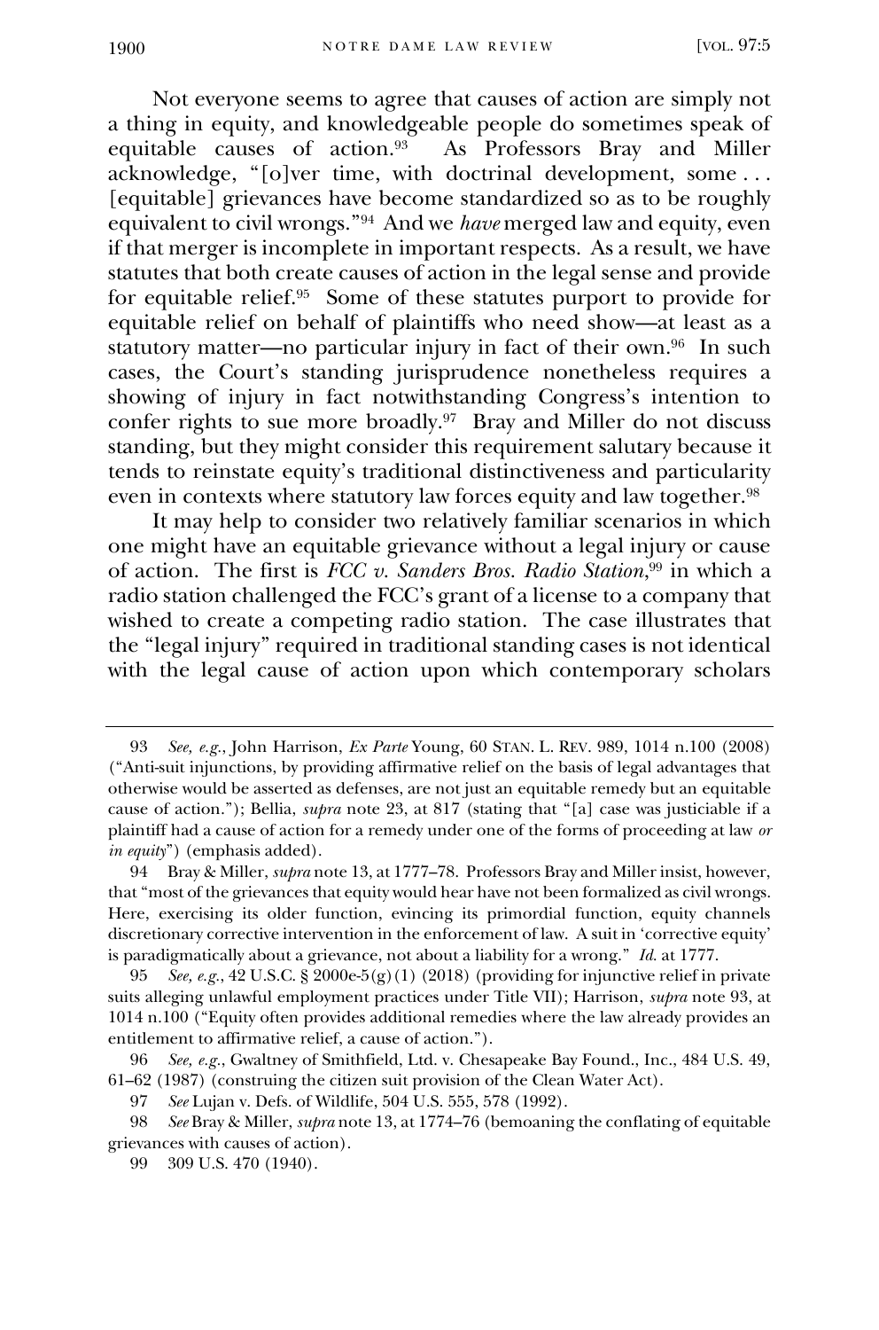Not everyone seems to agree that causes of action are simply not a thing in equity, and knowledgeable people do sometimes speak of equitable causes of action.[93] As Professors Bray and Miller acknowledge, "[o]ver time, with doctrinal development, some . . . [equitable] grievances have become standardized so as to be roughly equivalent to civil wrongs."[94] And we *have* merged law and equity, even if that merger is incomplete in important respects. As a result, we have statutes that both create causes of action in the legal sense and provide for equitable relief.[95] Some of these statutes purport to provide for equitable relief on behalf of plaintiffs who need show—at least as a statutory matter—no particular injury in fact of their own.[96] In such cases, the Court's standing jurisprudence nonetheless requires a showing of injury in fact notwithstanding Congress's intention to confer rights to sue more broadly.[97] Bray and Miller do not discuss standing, but they might consider this requirement salutary because it tends to reinstate equity's traditional distinctiveness and particularity even in contexts where statutory law forces equity and law together.[98]

It may help to consider two relatively familiar scenarios in which one might have an equitable grievance without a legal injury or cause of action. The first is *FCC v. Sanders Bros. Radio Station*,[99] in which a radio station challenged the FCC's grant of a license to a company that wished to create a competing radio station. The case illustrates that the "legal injury" required in traditional standing cases is not identical with the legal cause of action upon which contemporary scholars

---

93 *See, e.g.*, John Harrison, *Ex Parte* Young, 60 STAN. L. REV. 989, 1014 n.100 (2008) ("Anti-suit injunctions, by providing affirmative relief on the basis of legal advantages that otherwise would be asserted as defenses, are not just an equitable remedy but an equitable cause of action."); Bellia, *supra* note 23, at 817 (stating that "[a] case was justiciable if a plaintiff had a cause of action for a remedy under one of the forms of proceeding at law *or in equity*") (emphasis added).

94 Bray & Miller, *supra* note 13, at 1777–78. Professors Bray and Miller insist, however, that "most of the grievances that equity would hear have not been formalized as civil wrongs. Here, exercising its older function, evincing its primordial function, equity channels discretionary corrective intervention in the enforcement of law. A suit in 'corrective equity' is paradigmatically about a grievance, not about a liability for a wrong." *Id.* at 1777.

95 *See, e.g.*, 42 U.S.C. § 2000e-5(g)(1) (2018) (providing for injunctive relief in private suits alleging unlawful employment practices under Title VII); Harrison, *supra* note 93, at 1014 n.100 ("Equity often provides additional remedies where the law already provides an entitlement to affirmative relief, a cause of action.").

96 *See, e.g.*, Gwaltney of Smithfield, Ltd. v. Chesapeake Bay Found., Inc., 484 U.S. 49, 61–62 (1987) (construing the citizen suit provision of the Clean Water Act).

97 *See* Lujan v. Defs. of Wildlife, 504 U.S. 555, 578 (1992).

98 *See* Bray & Miller, *supra* note 13, at 1774–76 (bemoaning the conflating of equitable grievances with causes of action).

99 309 U.S. 470 (1940).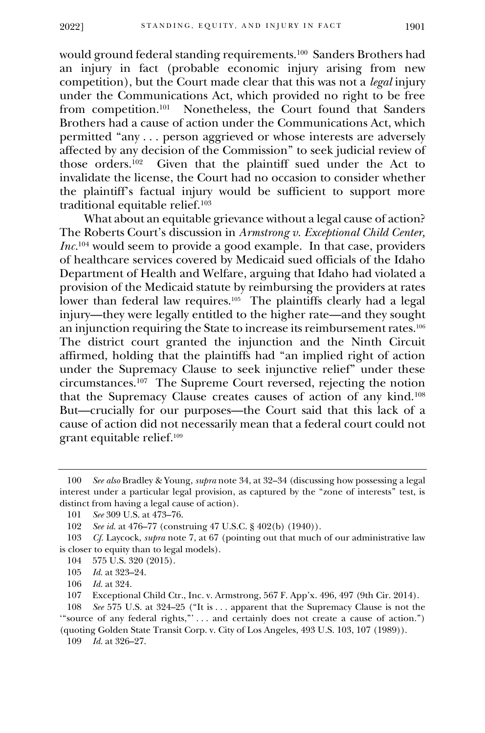would ground federal standing requirements.[100] Sanders Brothers had an injury in fact (probable economic injury arising from new competition), but the Court made clear that this was not a *legal* injury under the Communications Act, which provided no right to be free from competition.[101] Nonetheless, the Court found that Sanders Brothers had a cause of action under the Communications Act, which permitted "any . . . person aggrieved or whose interests are adversely affected by any decision of the Commission" to seek judicial review of those orders.[102] Given that the plaintiff sued under the Act to invalidate the license, the Court had no occasion to consider whether the plaintiff's factual injury would be sufficient to support more traditional equitable relief.[103]

What about an equitable grievance without a legal cause of action? The Roberts Court's discussion in *Armstrong v. Exceptional Child Center, Inc.*[104] would seem to provide a good example. In that case, providers of healthcare services covered by Medicaid sued officials of the Idaho Department of Health and Welfare, arguing that Idaho had violated a provision of the Medicaid statute by reimbursing the providers at rates lower than federal law requires.[105] The plaintiffs clearly had a legal injury—they were legally entitled to the higher rate—and they sought an injunction requiring the State to increase its reimbursement rates.[106] The district court granted the injunction and the Ninth Circuit affirmed, holding that the plaintiffs had "an implied right of action under the Supremacy Clause to seek injunctive relief" under these circumstances.[107] The Supreme Court reversed, rejecting the notion that the Supremacy Clause creates causes of action of any kind.[108] But—crucially for our purposes—the Court said that this lack of a cause of action did not necessarily mean that a federal court could not grant equitable relief.[109]

---

100 *See also* Bradley & Young, *supra* note 34, at 32–34 (discussing how possessing a legal interest under a particular legal provision, as captured by the "zone of interests" test, is distinct from having a legal cause of action).

101 *See* 309 U.S. at 473–76.

102 *See id.* at 476–77 (construing 47 U.S.C. § 402(b) (1940)).

103 *Cf.* Laycock, *supra* note 7, at 67 (pointing out that much of our administrative law is closer to equity than to legal models).

104 575 U.S. 320 (2015).

105 *Id.* at 323–24.

106 *Id.* at 324.

107 Exceptional Child Ctr., Inc. v. Armstrong, 567 F. App'x. 496, 497 (9th Cir. 2014).

108 *See* 575 U.S. at 324–25 ("It is . . . apparent that the Supremacy Clause is not the '"source of any federal rights,"' . . . and certainly does not create a cause of action.") (quoting Golden State Transit Corp. v. City of Los Angeles, 493 U.S. 103, 107 (1989)).

109 *Id.* at 326–27.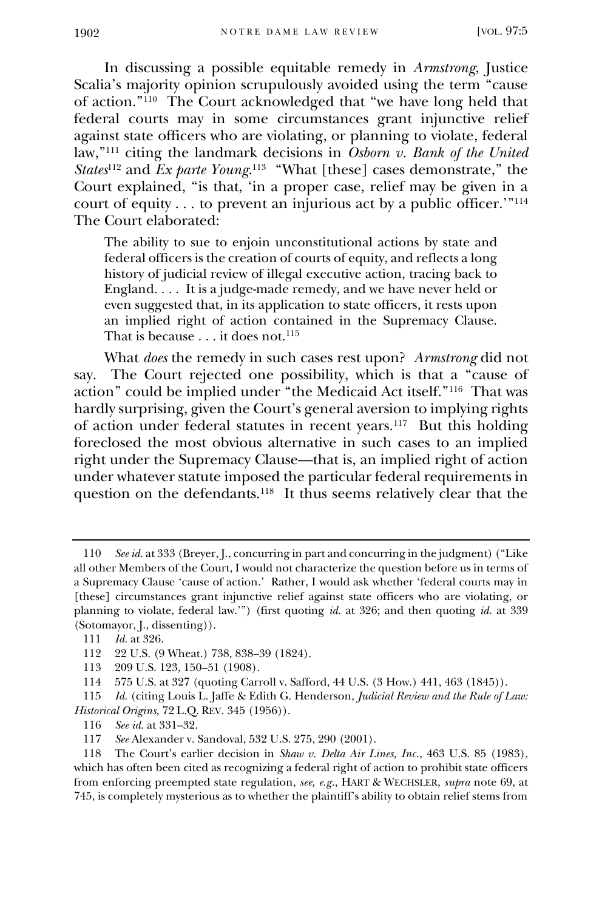In discussing a possible equitable remedy in *Armstrong*, Justice Scalia's majority opinion scrupulously avoided using the term "cause of action."[110] The Court acknowledged that "we have long held that federal courts may in some circumstances grant injunctive relief against state officers who are violating, or planning to violate, federal law,"[111] citing the landmark decisions in *Osborn v. Bank of the United States*[112] and *Ex parte Young*.[113] "What [these] cases demonstrate," the Court explained, "is that, 'in a proper case, relief may be given in a court of equity . . . to prevent an injurious act by a public officer.'"[114] The Court elaborated:

> The ability to sue to enjoin unconstitutional actions by state and federal officers is the creation of courts of equity, and reflects a long history of judicial review of illegal executive action, tracing back to England. . . . It is a judge-made remedy, and we have never held or even suggested that, in its application to state officers, it rests upon an implied right of action contained in the Supremacy Clause. That is because . . . it does not.[115]

What *does* the remedy in such cases rest upon? *Armstrong* did not say. The Court rejected one possibility, which is that a "cause of action" could be implied under "the Medicaid Act itself."[116] That was hardly surprising, given the Court's general aversion to implying rights of action under federal statutes in recent years.[117] But this holding foreclosed the most obvious alternative in such cases to an implied right under the Supremacy Clause—that is, an implied right of action under whatever statute imposed the particular federal requirements in question on the defendants.[118] It thus seems relatively clear that the

---

110 *See id.* at 333 (Breyer, J., concurring in part and concurring in the judgment) ("Like all other Members of the Court, I would not characterize the question before us in terms of a Supremacy Clause 'cause of action.' Rather, I would ask whether 'federal courts may in [these] circumstances grant injunctive relief against state officers who are violating, or planning to violate, federal law.'") (first quoting *id.* at 326; and then quoting *id.* at 339 (Sotomayor, J., dissenting)).

111 *Id.* at 326.

112 22 U.S. (9 Wheat.) 738, 838–39 (1824).

113 209 U.S. 123, 150–51 (1908).

114 575 U.S. at 327 (quoting Carroll v. Safford, 44 U.S. (3 How.) 441, 463 (1845)).

115 *Id.* (citing Louis L. Jaffe & Edith G. Henderson, *Judicial Review and the Rule of Law: Historical Origins*, 72 L.Q. REV. 345 (1956)).

116 *See id.* at 331–32.

117 *See* Alexander v. Sandoval, 532 U.S. 275, 290 (2001).

118 The Court's earlier decision in *Shaw v. Delta Air Lines, Inc.*, 463 U.S. 85 (1983), which has often been cited as recognizing a federal right of action to prohibit state officers from enforcing preempted state regulation, *see, e.g.*, HART & WECHSLER, *supra* note 69, at 745, is completely mysterious as to whether the plaintiff's ability to obtain relief stems from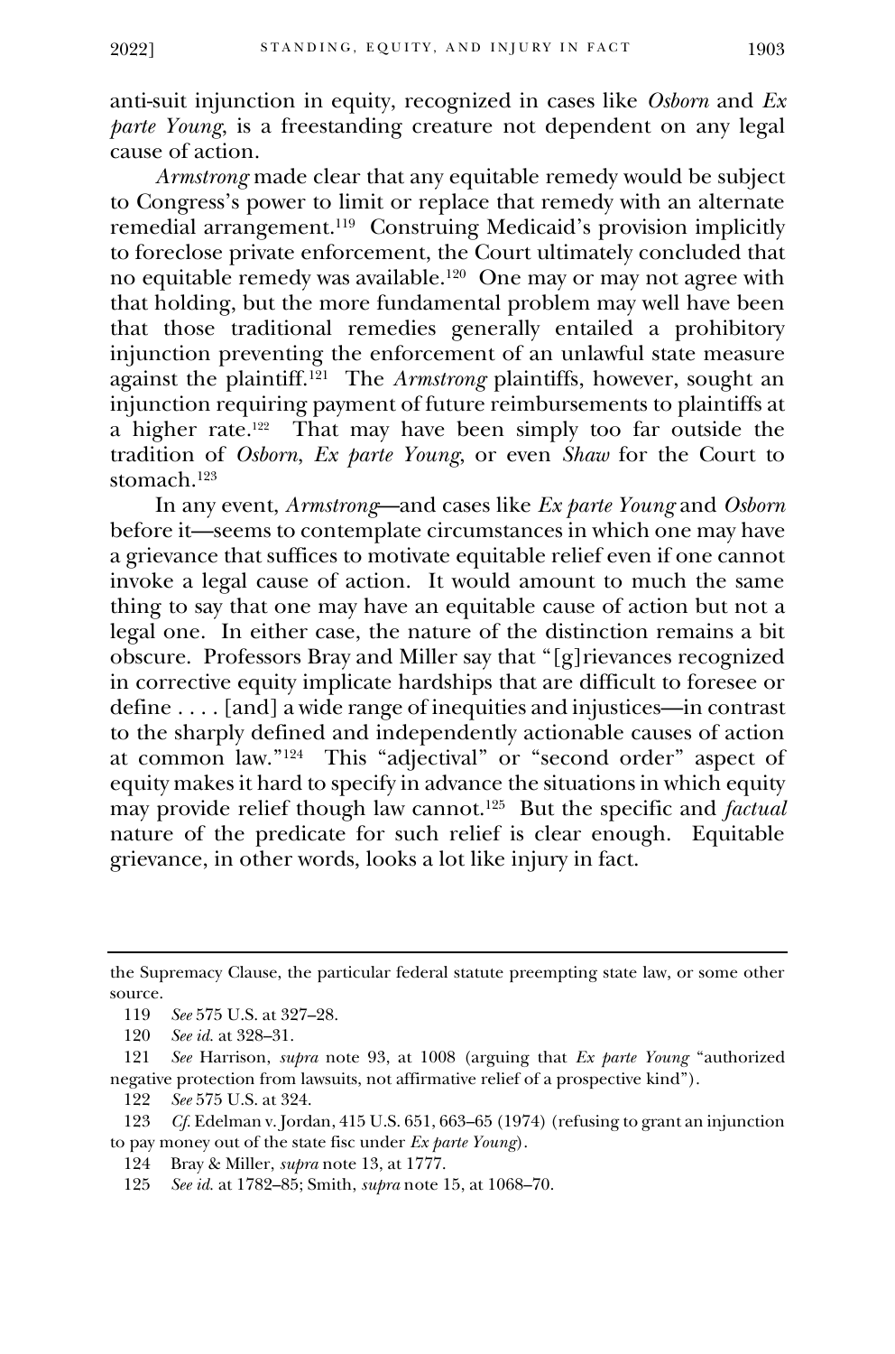anti-suit injunction in equity, recognized in cases like *Osborn* and *Ex parte Young*, is a freestanding creature not dependent on any legal cause of action.

*Armstrong* made clear that any equitable remedy would be subject to Congress's power to limit or replace that remedy with an alternate remedial arrangement.[119] Construing Medicaid's provision implicitly to foreclose private enforcement, the Court ultimately concluded that no equitable remedy was available.[120] One may or may not agree with that holding, but the more fundamental problem may well have been that those traditional remedies generally entailed a prohibitory injunction preventing the enforcement of an unlawful state measure against the plaintiff.[121] The *Armstrong* plaintiffs, however, sought an injunction requiring payment of future reimbursements to plaintiffs at a higher rate.[122] That may have been simply too far outside the tradition of *Osborn*, *Ex parte Young*, or even *Shaw* for the Court to stomach.[123]

In any event, *Armstrong*—and cases like *Ex parte Young* and *Osborn* before it—seems to contemplate circumstances in which one may have a grievance that suffices to motivate equitable relief even if one cannot invoke a legal cause of action. It would amount to much the same thing to say that one may have an equitable cause of action but not a legal one. In either case, the nature of the distinction remains a bit obscure. Professors Bray and Miller say that "[g]rievances recognized in corrective equity implicate hardships that are difficult to foresee or define . . . . [and] a wide range of inequities and injustices—in contrast to the sharply defined and independently actionable causes of action at common law."[124] This "adjectival" or "second order" aspect of equity makes it hard to specify in advance the situations in which equity may provide relief though law cannot.[125] But the specific and *factual* nature of the predicate for such relief is clear enough. Equitable grievance, in other words, looks a lot like injury in fact.

---

the Supremacy Clause, the particular federal statute preempting state law, or some other source.

119 *See* 575 U.S. at 327–28.

120 *See id.* at 328–31.

121 *See* Harrison, *supra* note 93, at 1008 (arguing that *Ex parte Young* "authorized negative protection from lawsuits, not affirmative relief of a prospective kind").

122 *See* 575 U.S. at 324.

123 *Cf.* Edelman v. Jordan, 415 U.S. 651, 663–65 (1974) (refusing to grant an injunction to pay money out of the state fisc under *Ex parte Young*).

124 Bray & Miller, *supra* note 13, at 1777.

125 *See id.* at 1782–85; Smith, *supra* note 15, at 1068–70.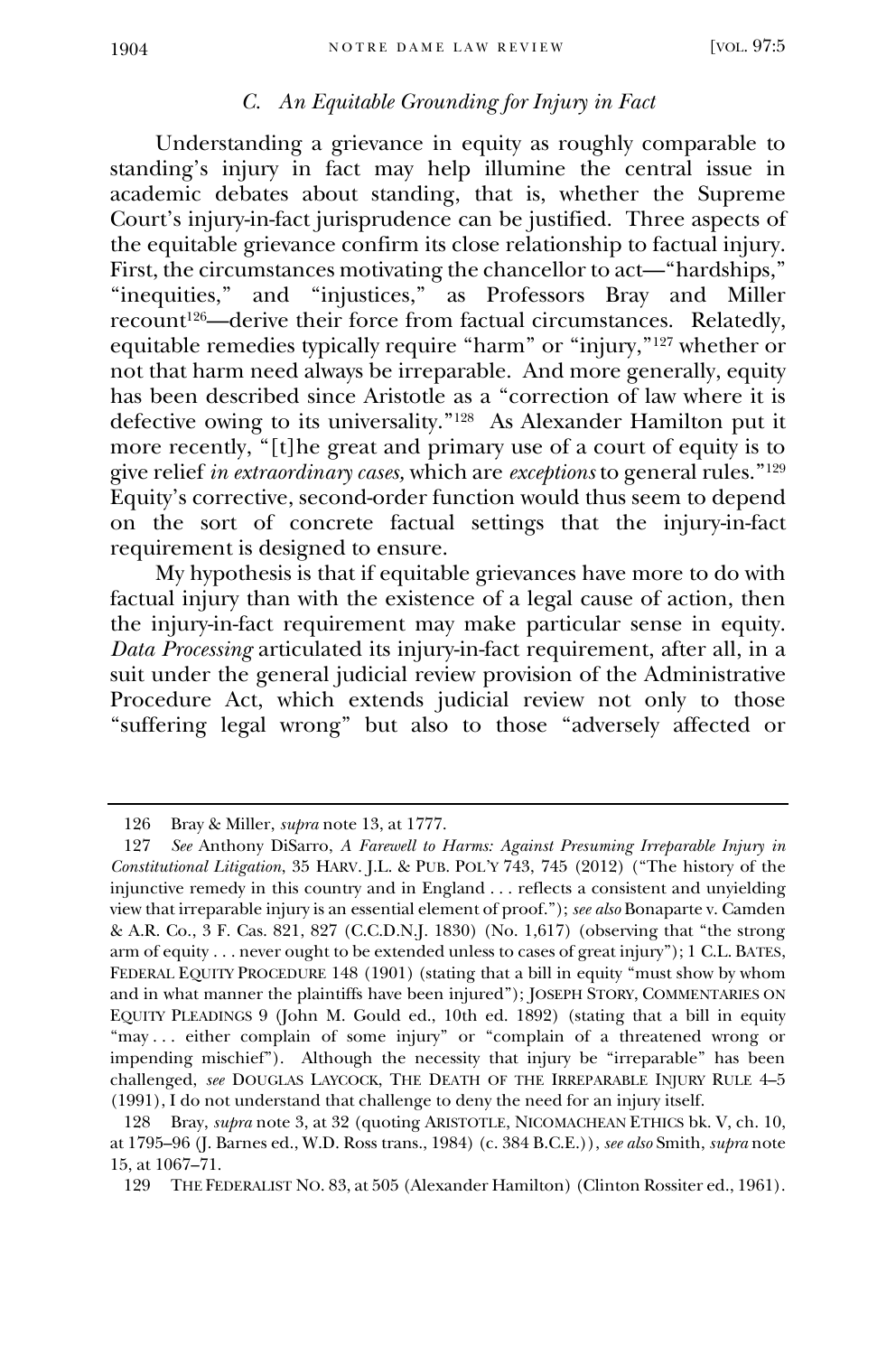### *C. An Equitable Grounding for Injury in Fact*

Understanding a grievance in equity as roughly comparable to standing's injury in fact may help illumine the central issue in academic debates about standing, that is, whether the Supreme Court's injury-in-fact jurisprudence can be justified. Three aspects of the equitable grievance confirm its close relationship to factual injury. First, the circumstances motivating the chancellor to act—"hardships," "inequities," and "injustices," as Professors Bray and Miller recount[126]—derive their force from factual circumstances. Relatedly, equitable remedies typically require "harm" or "injury,"[127] whether or not that harm need always be irreparable. And more generally, equity has been described since Aristotle as a "correction of law where it is defective owing to its universality."[128] As Alexander Hamilton put it more recently, "[t]he great and primary use of a court of equity is to give relief *in extraordinary cases,* which are *exceptions* to general rules."[129] Equity's corrective, second-order function would thus seem to depend on the sort of concrete factual settings that the injury-in-fact requirement is designed to ensure.

My hypothesis is that if equitable grievances have more to do with factual injury than with the existence of a legal cause of action, then the injury-in-fact requirement may make particular sense in equity. *Data Processing* articulated its injury-in-fact requirement, after all, in a suit under the general judicial review provision of the Administrative Procedure Act, which extends judicial review not only to those "suffering legal wrong" but also to those "adversely affected or

---

126 Bray & Miller, *supra* note 13, at 1777.

127 *See* Anthony DiSarro, *A Farewell to Harms: Against Presuming Irreparable Injury in Constitutional Litigation*, 35 HARV. J.L. & PUB. POL'Y 743, 745 (2012) ("The history of the injunctive remedy in this country and in England . . . reflects a consistent and unyielding view that irreparable injury is an essential element of proof."); *see also* Bonaparte v. Camden & A.R. Co., 3 F. Cas. 821, 827 (C.C.D.N.J. 1830) (No. 1,617) (observing that "the strong arm of equity . . . never ought to be extended unless to cases of great injury"); 1 C.L. BATES, FEDERAL EQUITY PROCEDURE 148 (1901) (stating that a bill in equity "must show by whom and in what manner the plaintiffs have been injured"); JOSEPH STORY, COMMENTARIES ON EQUITY PLEADINGS 9 (John M. Gould ed., 10th ed. 1892) (stating that a bill in equity "may . . . either complain of some injury" or "complain of a threatened wrong or impending mischief"). Although the necessity that injury be "irreparable" has been challenged, *see* DOUGLAS LAYCOCK, THE DEATH OF THE IRREPARABLE INJURY RULE 4–5 (1991), I do not understand that challenge to deny the need for an injury itself.

128 Bray, *supra* note 3, at 32 (quoting ARISTOTLE, NICOMACHEAN ETHICS bk. V, ch. 10, at 1795–96 (J. Barnes ed., W.D. Ross trans., 1984) (c. 384 B.C.E.)), *see also* Smith, *supra* note 15, at 1067–71.

129 THE FEDERALIST NO. 83, at 505 (Alexander Hamilton) (Clinton Rossiter ed., 1961).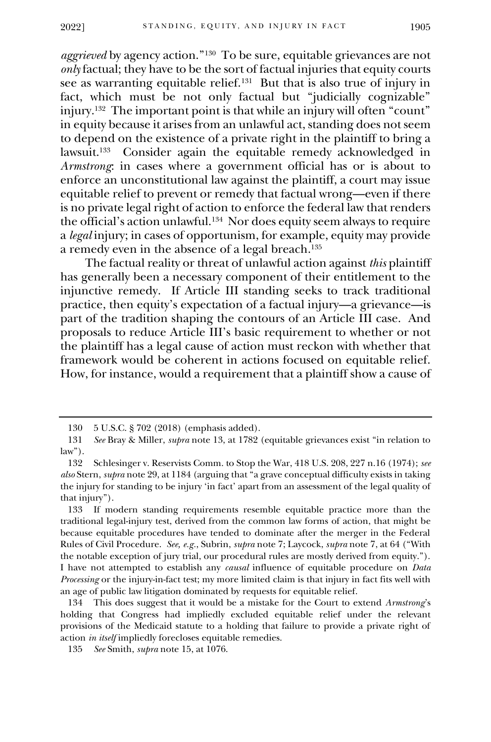*aggrieved* by agency action."[130] To be sure, equitable grievances are not *only* factual; they have to be the sort of factual injuries that equity courts see as warranting equitable relief.[131] But that is also true of injury in fact, which must be not only factual but "judicially cognizable" injury.[132] The important point is that while an injury will often "count" in equity because it arises from an unlawful act, standing does not seem to depend on the existence of a private right in the plaintiff to bring a lawsuit.[133] Consider again the equitable remedy acknowledged in *Armstrong*: in cases where a government official has or is about to enforce an unconstitutional law against the plaintiff, a court may issue equitable relief to prevent or remedy that factual wrong—even if there is no private legal right of action to enforce the federal law that renders the official's action unlawful.[134] Nor does equity seem always to require a *legal* injury; in cases of opportunism, for example, equity may provide a remedy even in the absence of a legal breach.[135]

The factual reality or threat of unlawful action against *this* plaintiff has generally been a necessary component of their entitlement to the injunctive remedy. If Article III standing seeks to track traditional practice, then equity's expectation of a factual injury—a grievance—is part of the tradition shaping the contours of an Article III case. And proposals to reduce Article III's basic requirement to whether or not the plaintiff has a legal cause of action must reckon with whether that framework would be coherent in actions focused on equitable relief. How, for instance, would a requirement that a plaintiff show a cause of

---

130 5 U.S.C. § 702 (2018) (emphasis added).

131 *See* Bray & Miller, *supra* note 13, at 1782 (equitable grievances exist "in relation to law").

132 Schlesinger v. Reservists Comm. to Stop the War, 418 U.S. 208, 227 n.16 (1974); *see also* Stern, *supra* note 29, at 1184 (arguing that "a grave conceptual difficulty exists in taking the injury for standing to be injury 'in fact' apart from an assessment of the legal quality of that injury").

133 If modern standing requirements resemble equitable practice more than the traditional legal-injury test, derived from the common law forms of action, that might be because equitable procedures have tended to dominate after the merger in the Federal Rules of Civil Procedure. *See, e.g.*, Subrin, *supra* note 7; Laycock, *supra* note 7, at 64 ("With the notable exception of jury trial, our procedural rules are mostly derived from equity."). I have not attempted to establish any *causal* influence of equitable procedure on *Data Processing* or the injury-in-fact test; my more limited claim is that injury in fact fits well with an age of public law litigation dominated by requests for equitable relief.

134 This does suggest that it would be a mistake for the Court to extend *Armstrong*'s holding that Congress had impliedly excluded equitable relief under the relevant provisions of the Medicaid statute to a holding that failure to provide a private right of action *in itself* impliedly forecloses equitable remedies.

135 *See* Smith, *supra* note 15, at 1076.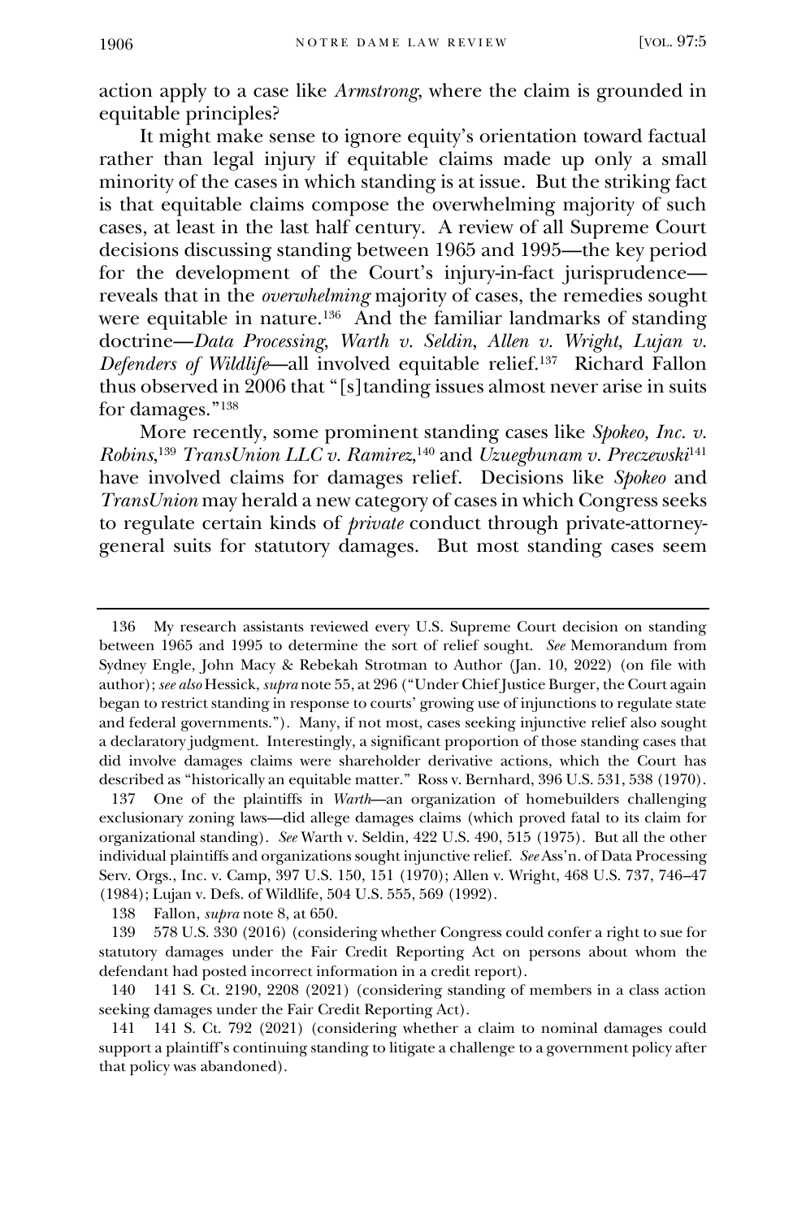action apply to a case like *Armstrong*, where the claim is grounded in equitable principles?

It might make sense to ignore equity's orientation toward factual rather than legal injury if equitable claims made up only a small minority of the cases in which standing is at issue. But the striking fact is that equitable claims compose the overwhelming majority of such cases, at least in the last half century. A review of all Supreme Court decisions discussing standing between 1965 and 1995—the key period for the development of the Court's injury-in-fact jurisprudence—reveals that in the *overwhelming* majority of cases, the remedies sought were equitable in nature.[136] And the familiar landmarks of standing doctrine—*Data Processing*, *Warth v. Seldin*, *Allen v. Wright*, *Lujan v. Defenders of Wildlife*—all involved equitable relief.[137] Richard Fallon thus observed in 2006 that "[s]tanding issues almost never arise in suits for damages."[138]

More recently, some prominent standing cases like *Spokeo, Inc. v. Robins*,[139] *TransUnion LLC v. Ramirez*,[140] and *Uzuegbunam v. Preczewski*[141] have involved claims for damages relief. Decisions like *Spokeo* and *TransUnion* may herald a new category of cases in which Congress seeks to regulate certain kinds of *private* conduct through private-attorney-general suits for statutory damages. But most standing cases seem

---

136 My research assistants reviewed every U.S. Supreme Court decision on standing between 1965 and 1995 to determine the sort of relief sought. *See* Memorandum from Sydney Engle, John Macy & Rebekah Strotman to Author (Jan. 10, 2022) (on file with author); *see also* Hessick, *supra* note 55, at 296 ("Under Chief Justice Burger, the Court again began to restrict standing in response to courts' growing use of injunctions to regulate state and federal governments."). Many, if not most, cases seeking injunctive relief also sought a declaratory judgment. Interestingly, a significant proportion of those standing cases that did involve damages claims were shareholder derivative actions, which the Court has described as "historically an equitable matter." Ross v. Bernhard, 396 U.S. 531, 538 (1970).

137 One of the plaintiffs in *Warth*—an organization of homebuilders challenging exclusionary zoning laws—did allege damages claims (which proved fatal to its claim for organizational standing). *See* Warth v. Seldin, 422 U.S. 490, 515 (1975). But all the other individual plaintiffs and organizations sought injunctive relief. *See* Ass'n. of Data Processing Serv. Orgs., Inc. v. Camp, 397 U.S. 150, 151 (1970); Allen v. Wright, 468 U.S. 737, 746–47 (1984); Lujan v. Defs. of Wildlife, 504 U.S. 555, 569 (1992).

138 Fallon, *supra* note 8, at 650.

139 578 U.S. 330 (2016) (considering whether Congress could confer a right to sue for statutory damages under the Fair Credit Reporting Act on persons about whom the defendant had posted incorrect information in a credit report).

140 141 S. Ct. 2190, 2208 (2021) (considering standing of members in a class action seeking damages under the Fair Credit Reporting Act).

141 141 S. Ct. 792 (2021) (considering whether a claim to nominal damages could support a plaintiff's continuing standing to litigate a challenge to a government policy after that policy was abandoned).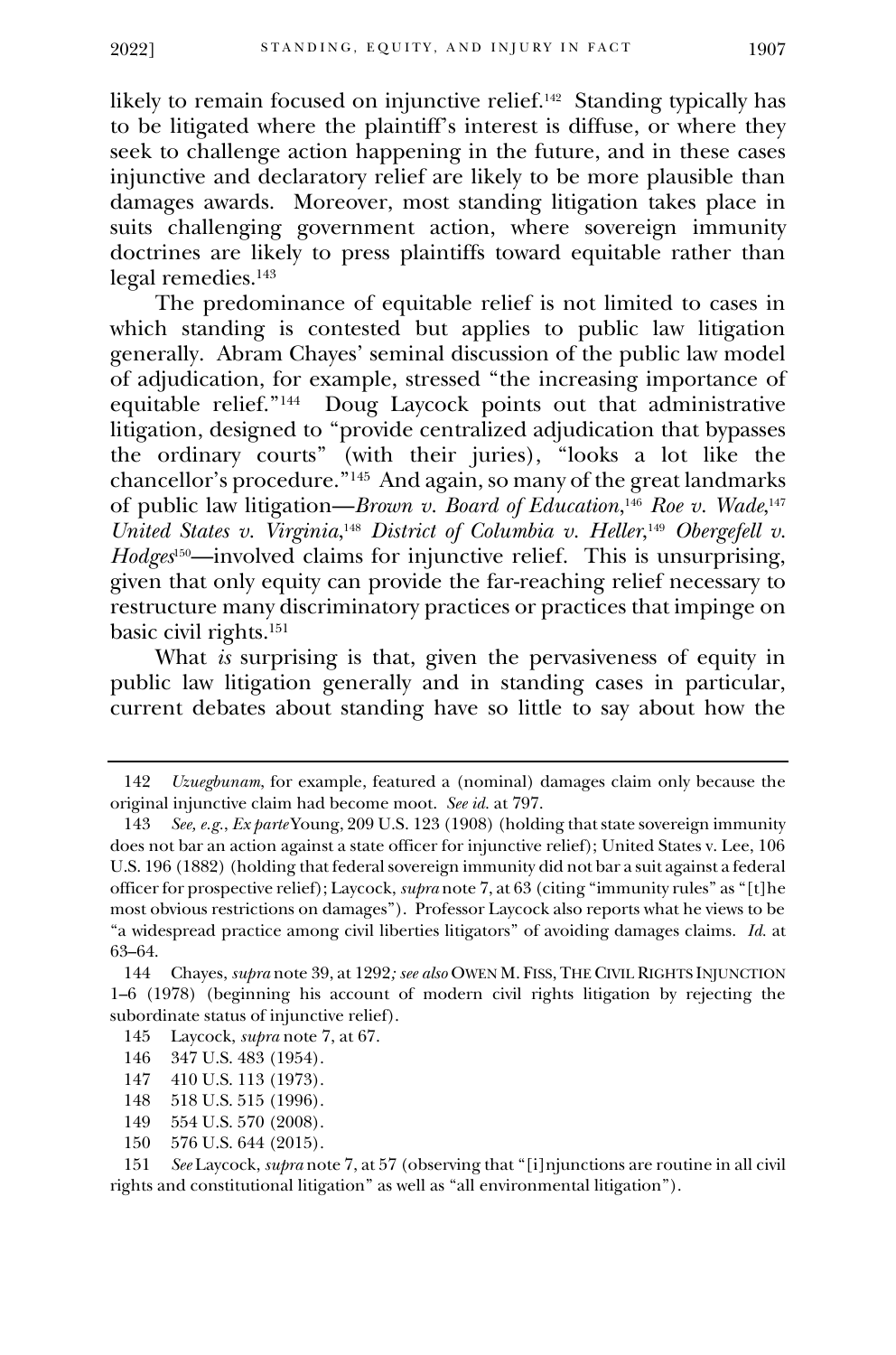likely to remain focused on injunctive relief.[142] Standing typically has to be litigated where the plaintiff's interest is diffuse, or where they seek to challenge action happening in the future, and in these cases injunctive and declaratory relief are likely to be more plausible than damages awards. Moreover, most standing litigation takes place in suits challenging government action, where sovereign immunity doctrines are likely to press plaintiffs toward equitable rather than legal remedies.[143]

The predominance of equitable relief is not limited to cases in which standing is contested but applies to public law litigation generally. Abram Chayes' seminal discussion of the public law model of adjudication, for example, stressed "the increasing importance of equitable relief."[144] Doug Laycock points out that administrative litigation, designed to "provide centralized adjudication that bypasses the ordinary courts" (with their juries), "looks a lot like the chancellor's procedure."[145] And again, so many of the great landmarks of public law litigation—*Brown v. Board of Education*,[146] *Roe v. Wade*,[147] *United States v. Virginia*,[148] *District of Columbia v. Heller*,[149] *Obergefell v. Hodges*[150]—involved claims for injunctive relief. This is unsurprising, given that only equity can provide the far-reaching relief necessary to restructure many discriminatory practices or practices that impinge on basic civil rights.[151]

What *is* surprising is that, given the pervasiveness of equity in public law litigation generally and in standing cases in particular, current debates about standing have so little to say about how the

---

142 *Uzuegbunam*, for example, featured a (nominal) damages claim only because the original injunctive claim had become moot. *See id.* at 797.

143 *See, e.g.*, *Ex parte* Young, 209 U.S. 123 (1908) (holding that state sovereign immunity does not bar an action against a state officer for injunctive relief); United States v. Lee, 106 U.S. 196 (1882) (holding that federal sovereign immunity did not bar a suit against a federal officer for prospective relief); Laycock, *supra* note 7, at 63 (citing "immunity rules" as "[t]he most obvious restrictions on damages"). Professor Laycock also reports what he views to be "a widespread practice among civil liberties litigators" of avoiding damages claims. *Id.* at 63–64.

144 Chayes, *supra* note 39, at 1292*; see also* OWEN M. FISS, THE CIVIL RIGHTS INJUNCTION 1–6 (1978) (beginning his account of modern civil rights litigation by rejecting the subordinate status of injunctive relief).

145 Laycock, *supra* note 7, at 67.

146 347 U.S. 483 (1954).

147 410 U.S. 113 (1973).

148 518 U.S. 515 (1996).

149 554 U.S. 570 (2008).

150 576 U.S. 644 (2015).

151 *See* Laycock, *supra* note 7, at 57 (observing that "[i]njunctions are routine in all civil rights and constitutional litigation" as well as "all environmental litigation").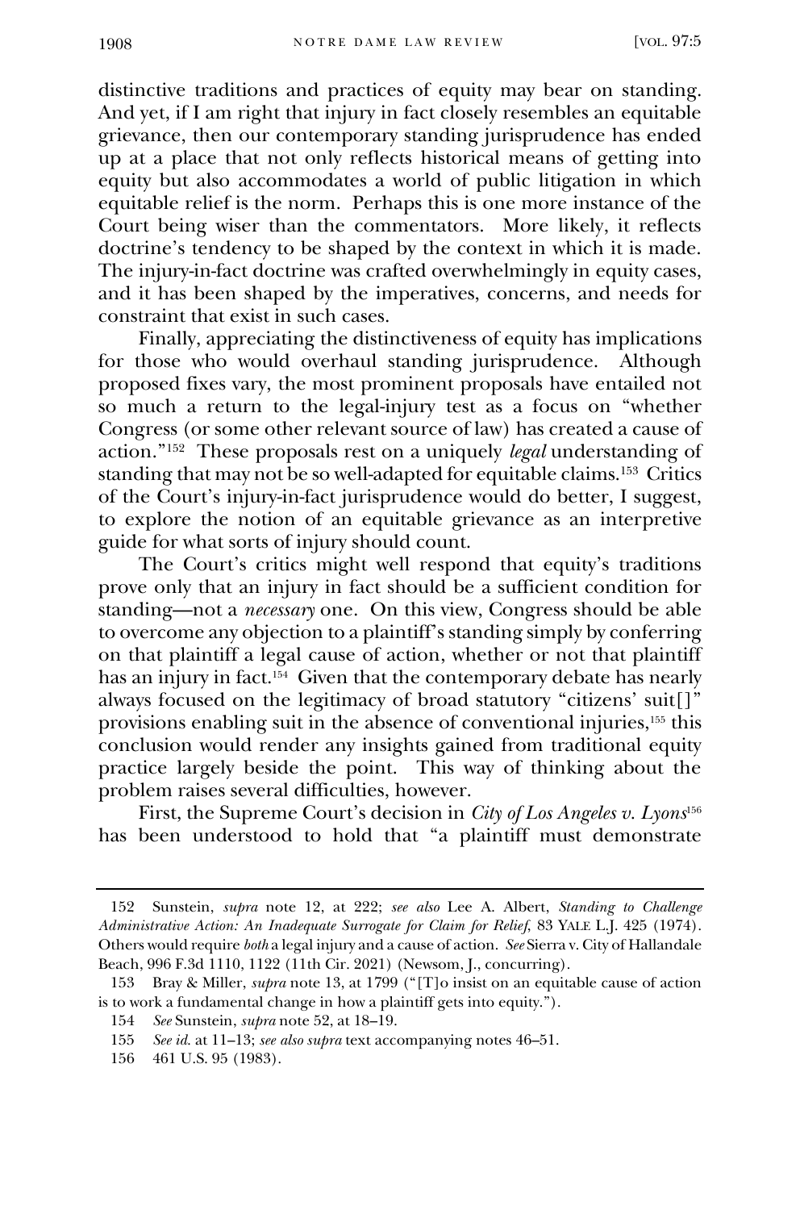distinctive traditions and practices of equity may bear on standing. And yet, if I am right that injury in fact closely resembles an equitable grievance, then our contemporary standing jurisprudence has ended up at a place that not only reflects historical means of getting into equity but also accommodates a world of public litigation in which equitable relief is the norm. Perhaps this is one more instance of the Court being wiser than the commentators. More likely, it reflects doctrine's tendency to be shaped by the context in which it is made. The injury-in-fact doctrine was crafted overwhelmingly in equity cases, and it has been shaped by the imperatives, concerns, and needs for constraint that exist in such cases.

Finally, appreciating the distinctiveness of equity has implications for those who would overhaul standing jurisprudence. Although proposed fixes vary, the most prominent proposals have entailed not so much a return to the legal-injury test as a focus on "whether Congress (or some other relevant source of law) has created a cause of action."[152] These proposals rest on a uniquely *legal* understanding of standing that may not be so well-adapted for equitable claims.[153] Critics of the Court's injury-in-fact jurisprudence would do better, I suggest, to explore the notion of an equitable grievance as an interpretive guide for what sorts of injury should count.

The Court's critics might well respond that equity's traditions prove only that an injury in fact should be a sufficient condition for standing—not a *necessary* one. On this view, Congress should be able to overcome any objection to a plaintiff's standing simply by conferring on that plaintiff a legal cause of action, whether or not that plaintiff has an injury in fact.[154] Given that the contemporary debate has nearly always focused on the legitimacy of broad statutory "citizens' suit[]" provisions enabling suit in the absence of conventional injuries,[155] this conclusion would render any insights gained from traditional equity practice largely beside the point. This way of thinking about the problem raises several difficulties, however.

First, the Supreme Court's decision in *City of Los Angeles v. Lyons*[156] has been understood to hold that "a plaintiff must demonstrate

---

152 Sunstein, *supra* note 12, at 222; *see also* Lee A. Albert, *Standing to Challenge Administrative Action: An Inadequate Surrogate for Claim for Relief*, 83 YALE L.J. 425 (1974). Others would require *both* a legal injury and a cause of action. *See* Sierra v. City of Hallandale Beach, 996 F.3d 1110, 1122 (11th Cir. 2021) (Newsom, J., concurring).

153 Bray & Miller, *supra* note 13, at 1799 ("[T]o insist on an equitable cause of action is to work a fundamental change in how a plaintiff gets into equity.").

154 *See* Sunstein, *supra* note 52, at 18–19.

155 *See id.* at 11–13; *see also supra* text accompanying notes 46–51.

156 461 U.S. 95 (1983).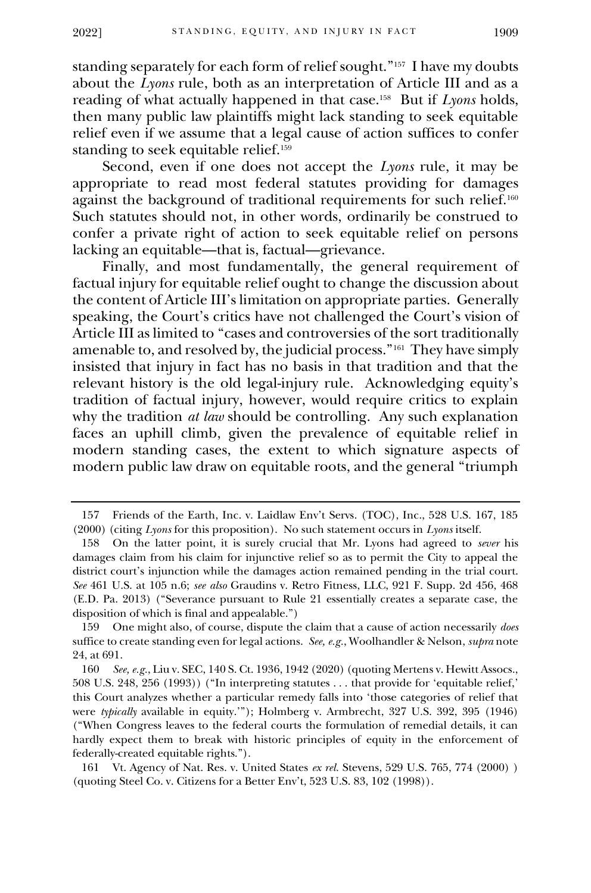standing separately for each form of relief sought."[157] I have my doubts about the *Lyons* rule, both as an interpretation of Article III and as a reading of what actually happened in that case.[158] But if *Lyons* holds, then many public law plaintiffs might lack standing to seek equitable relief even if we assume that a legal cause of action suffices to confer standing to seek equitable relief.[159]

Second, even if one does not accept the *Lyons* rule, it may be appropriate to read most federal statutes providing for damages against the background of traditional requirements for such relief.[160] Such statutes should not, in other words, ordinarily be construed to confer a private right of action to seek equitable relief on persons lacking an equitable—that is, factual—grievance.

Finally, and most fundamentally, the general requirement of factual injury for equitable relief ought to change the discussion about the content of Article III's limitation on appropriate parties. Generally speaking, the Court's critics have not challenged the Court's vision of Article III as limited to "cases and controversies of the sort traditionally amenable to, and resolved by, the judicial process."[161] They have simply insisted that injury in fact has no basis in that tradition and that the relevant history is the old legal-injury rule. Acknowledging equity's tradition of factual injury, however, would require critics to explain why the tradition *at law* should be controlling. Any such explanation faces an uphill climb, given the prevalence of equitable relief in modern standing cases, the extent to which signature aspects of modern public law draw on equitable roots, and the general "triumph

---

157 Friends of the Earth, Inc. v. Laidlaw Env't Servs. (TOC), Inc., 528 U.S. 167, 185 (2000) (citing *Lyons* for this proposition). No such statement occurs in *Lyons* itself.

158 On the latter point, it is surely crucial that Mr. Lyons had agreed to *sever* his damages claim from his claim for injunctive relief so as to permit the City to appeal the district court's injunction while the damages action remained pending in the trial court. *See* 461 U.S. at 105 n.6; *see also* Graudins v. Retro Fitness, LLC, 921 F. Supp. 2d 456, 468 (E.D. Pa. 2013) ("Severance pursuant to Rule 21 essentially creates a separate case, the disposition of which is final and appealable.")

159 One might also, of course, dispute the claim that a cause of action necessarily *does* suffice to create standing even for legal actions. *See, e.g.*, Woolhandler & Nelson, *supra* note 24, at 691.

160 *See, e.g.*, Liu v. SEC, 140 S. Ct. 1936, 1942 (2020) (quoting Mertens v. Hewitt Assocs., 508 U.S. 248, 256 (1993)) ("In interpreting statutes . . . that provide for 'equitable relief,' this Court analyzes whether a particular remedy falls into 'those categories of relief that were *typically* available in equity.'"); Holmberg v. Armbrecht, 327 U.S. 392, 395 (1946) ("When Congress leaves to the federal courts the formulation of remedial details, it can hardly expect them to break with historic principles of equity in the enforcement of federally-created equitable rights.").

161 Vt. Agency of Nat. Res. v. United States *ex rel.* Stevens, 529 U.S. 765, 774 (2000) ) (quoting Steel Co. v. Citizens for a Better Env't, 523 U.S. 83, 102 (1998)).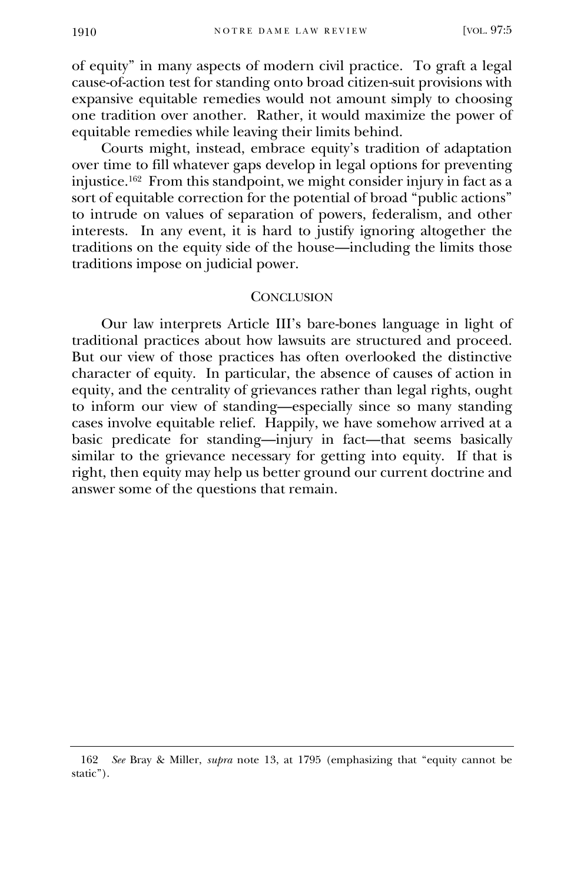of equity" in many aspects of modern civil practice. To graft a legal cause-of-action test for standing onto broad citizen-suit provisions with expansive equitable remedies would not amount simply to choosing one tradition over another. Rather, it would maximize the power of equitable remedies while leaving their limits behind.

Courts might, instead, embrace equity's tradition of adaptation over time to fill whatever gaps develop in legal options for preventing injustice.[162] From this standpoint, we might consider injury in fact as a sort of equitable correction for the potential of broad "public actions" to intrude on values of separation of powers, federalism, and other interests. In any event, it is hard to justify ignoring altogether the traditions on the equity side of the house—including the limits those traditions impose on judicial power.

## Conclusion

Our law interprets Article III's bare-bones language in light of traditional practices about how lawsuits are structured and proceed. But our view of those practices has often overlooked the distinctive character of equity. In particular, the absence of causes of action in equity, and the centrality of grievances rather than legal rights, ought to inform our view of standing—especially since so many standing cases involve equitable relief. Happily, we have somehow arrived at a basic predicate for standing—injury in fact—that seems basically similar to the grievance necessary for getting into equity. If that is right, then equity may help us better ground our current doctrine and answer some of the questions that remain.

---

162 *See* Bray & Miller, *supra* note 13, at 1795 (emphasizing that "equity cannot be static").